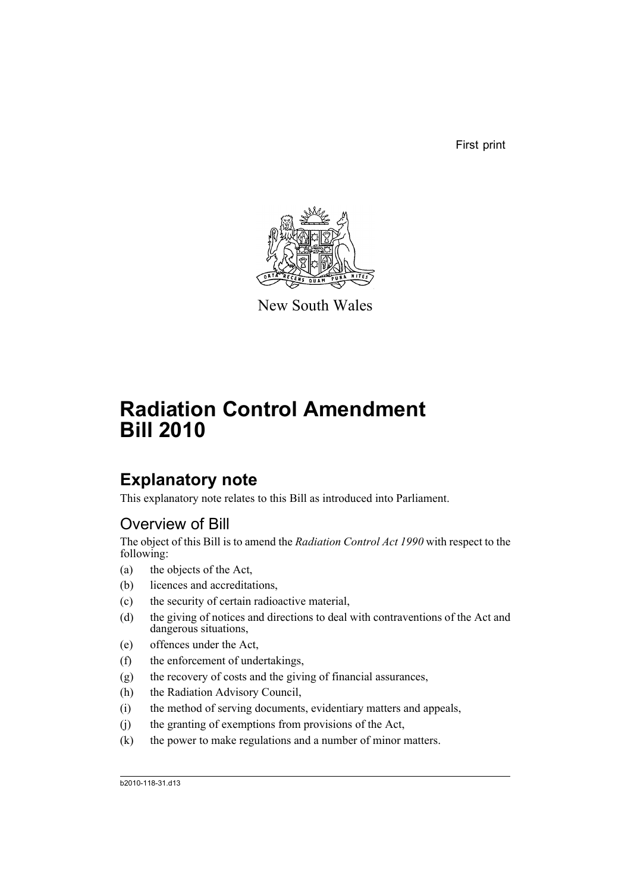First print

New South Wales

# Radiation Control Amendment Bill 2010

## Explanatory note

This explanatory note relates to this Bill as introduced into Parliament.

### Overview of Bill

The object of this Bill is to amend the *Radiation Control Act 1990* with respect to the following:

(a) the objects of the Act,

(b) licences and accreditations,

(c) the security of certain radioactive material,

(d) the giving of notices and directions to deal with contraventions of the Act and dangerous situations,

(e) offences under the Act,

(f) the enforcement of undertakings,

(g) the recovery of costs and the giving of financial assurances,

(h) the Radiation Advisory Council,

(i) the method of serving documents, evidentiary matters and appeals,

(j) the granting of exemptions from provisions of the Act,

(k) the power to make regulations and a number of minor matters.

b2010-118-31.d13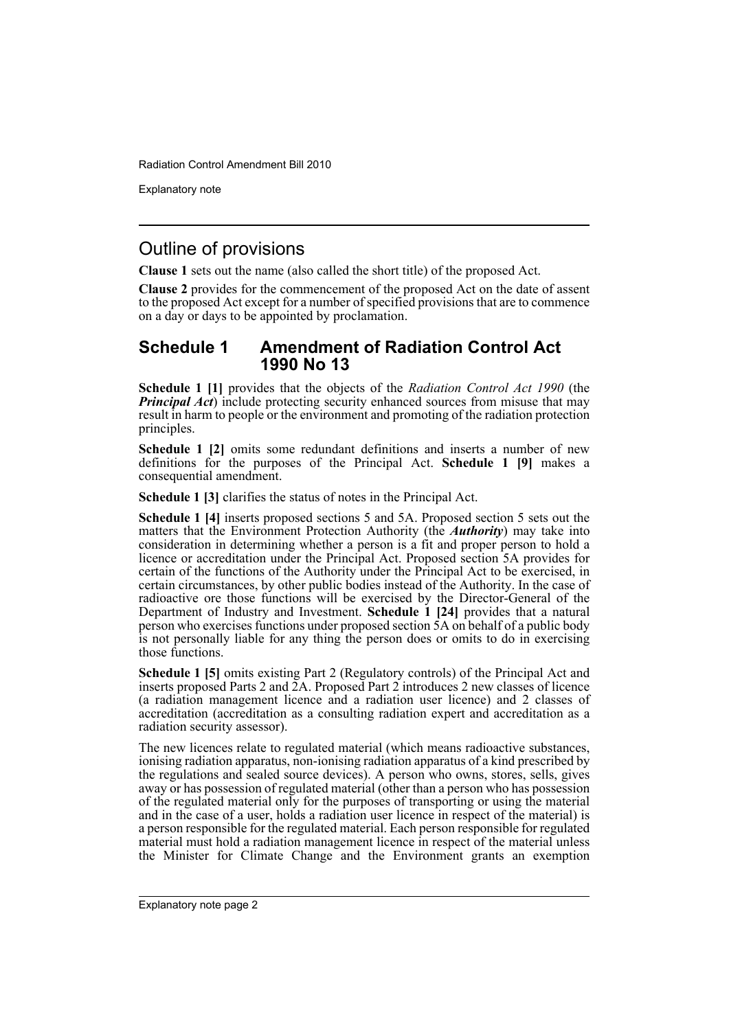## Outline of provisions

**Clause 1** sets out the name (also called the short title) of the proposed Act.

**Clause 2** provides for the commencement of the proposed Act on the date of assent to the proposed Act except for a number of specified provisions that are to commence on a day or days to be appointed by proclamation.

## Schedule 1 Amendment of Radiation Control Act 1990 No 13

**Schedule 1 [1]** provides that the objects of the *Radiation Control Act 1990* (the ***Principal Act***) include protecting security enhanced sources from misuse that may result in harm to people or the environment and promoting of the radiation protection principles.

**Schedule 1 [2]** omits some redundant definitions and inserts a number of new definitions for the purposes of the Principal Act. **Schedule 1 [9]** makes a consequential amendment.

**Schedule 1 [3]** clarifies the status of notes in the Principal Act.

**Schedule 1 [4]** inserts proposed sections 5 and 5A. Proposed section 5 sets out the matters that the Environment Protection Authority (the ***Authority***) may take into consideration in determining whether a person is a fit and proper person to hold a licence or accreditation under the Principal Act. Proposed section 5A provides for certain of the functions of the Authority under the Principal Act to be exercised, in certain circumstances, by other public bodies instead of the Authority. In the case of radioactive ore those functions will be exercised by the Director-General of the Department of Industry and Investment. **Schedule 1 [24]** provides that a natural person who exercises functions under proposed section 5A on behalf of a public body is not personally liable for any thing the person does or omits to do in exercising those functions.

**Schedule 1 [5]** omits existing Part 2 (Regulatory controls) of the Principal Act and inserts proposed Parts 2 and 2A. Proposed Part 2 introduces 2 new classes of licence (a radiation management licence and a radiation user licence) and 2 classes of accreditation (accreditation as a consulting radiation expert and accreditation as a radiation security assessor).

The new licences relate to regulated material (which means radioactive substances, ionising radiation apparatus, non-ionising radiation apparatus of a kind prescribed by the regulations and sealed source devices). A person who owns, stores, sells, gives away or has possession of regulated material (other than a person who has possession of the regulated material only for the purposes of transporting or using the material and in the case of a user, holds a radiation user licence in respect of the material) is a person responsible for the regulated material. Each person responsible for regulated material must hold a radiation management licence in respect of the material unless the Minister for Climate Change and the Environment grants an exemption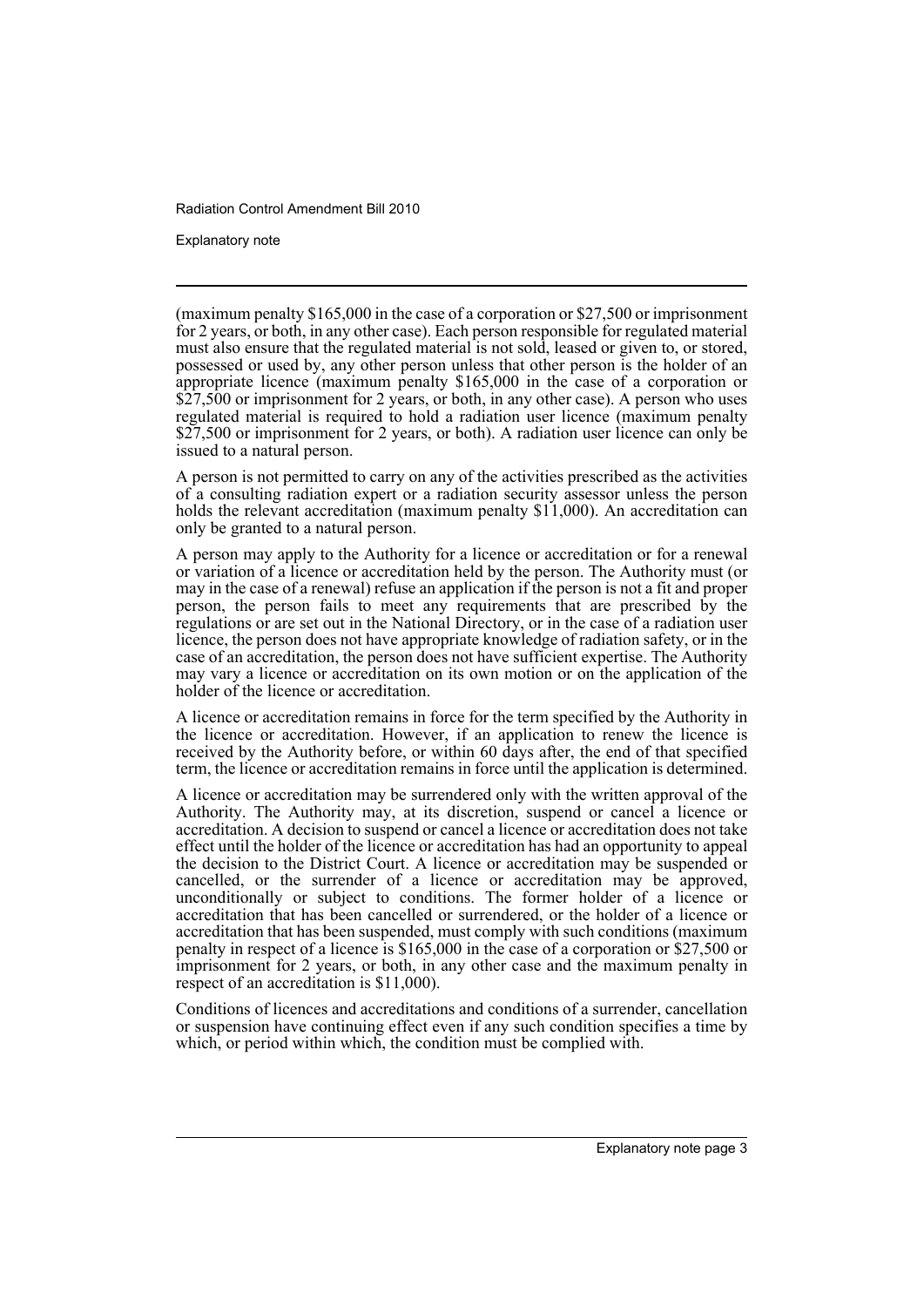(maximum penalty $165,000 in the case of a corporation or $27,500 or imprisonment for 2 years, or both, in any other case). Each person responsible for regulated material must also ensure that the regulated material is not sold, leased or given to, or stored, possessed or used by, any other person unless that other person is the holder of an appropriate licence (maximum penalty $165,000 in the case of a corporation or $27,500 or imprisonment for 2 years, or both, in any other case). A person who uses regulated material is required to hold a radiation user licence (maximum penalty $27,500 or imprisonment for 2 years, or both). A radiation user licence can only be issued to a natural person.

A person is not permitted to carry on any of the activities prescribed as the activities of a consulting radiation expert or a radiation security assessor unless the person holds the relevant accreditation (maximum penalty $11,000). An accreditation can only be granted to a natural person.

A person may apply to the Authority for a licence or accreditation or for a renewal or variation of a licence or accreditation held by the person. The Authority must (or may in the case of a renewal) refuse an application if the person is not a fit and proper person, the person fails to meet any requirements that are prescribed by the regulations or are set out in the National Directory, or in the case of a radiation user licence, the person does not have appropriate knowledge of radiation safety, or in the case of an accreditation, the person does not have sufficient expertise. The Authority may vary a licence or accreditation on its own motion or on the application of the holder of the licence or accreditation.

A licence or accreditation remains in force for the term specified by the Authority in the licence or accreditation. However, if an application to renew the licence is received by the Authority before, or within 60 days after, the end of that specified term, the licence or accreditation remains in force until the application is determined.

A licence or accreditation may be surrendered only with the written approval of the Authority. The Authority may, at its discretion, suspend or cancel a licence or accreditation. A decision to suspend or cancel a licence or accreditation does not take effect until the holder of the licence or accreditation has had an opportunity to appeal the decision to the District Court. A licence or accreditation may be suspended or cancelled, or the surrender of a licence or accreditation may be approved, unconditionally or subject to conditions. The former holder of a licence or accreditation that has been cancelled or surrendered, or the holder of a licence or accreditation that has been suspended, must comply with such conditions (maximum penalty in respect of a licence is $165,000 in the case of a corporation or $27,500 or imprisonment for 2 years, or both, in any other case and the maximum penalty in respect of an accreditation is $11,000).

Conditions of licences and accreditations and conditions of a surrender, cancellation or suspension have continuing effect even if any such condition specifies a time by which, or period within which, the condition must be complied with.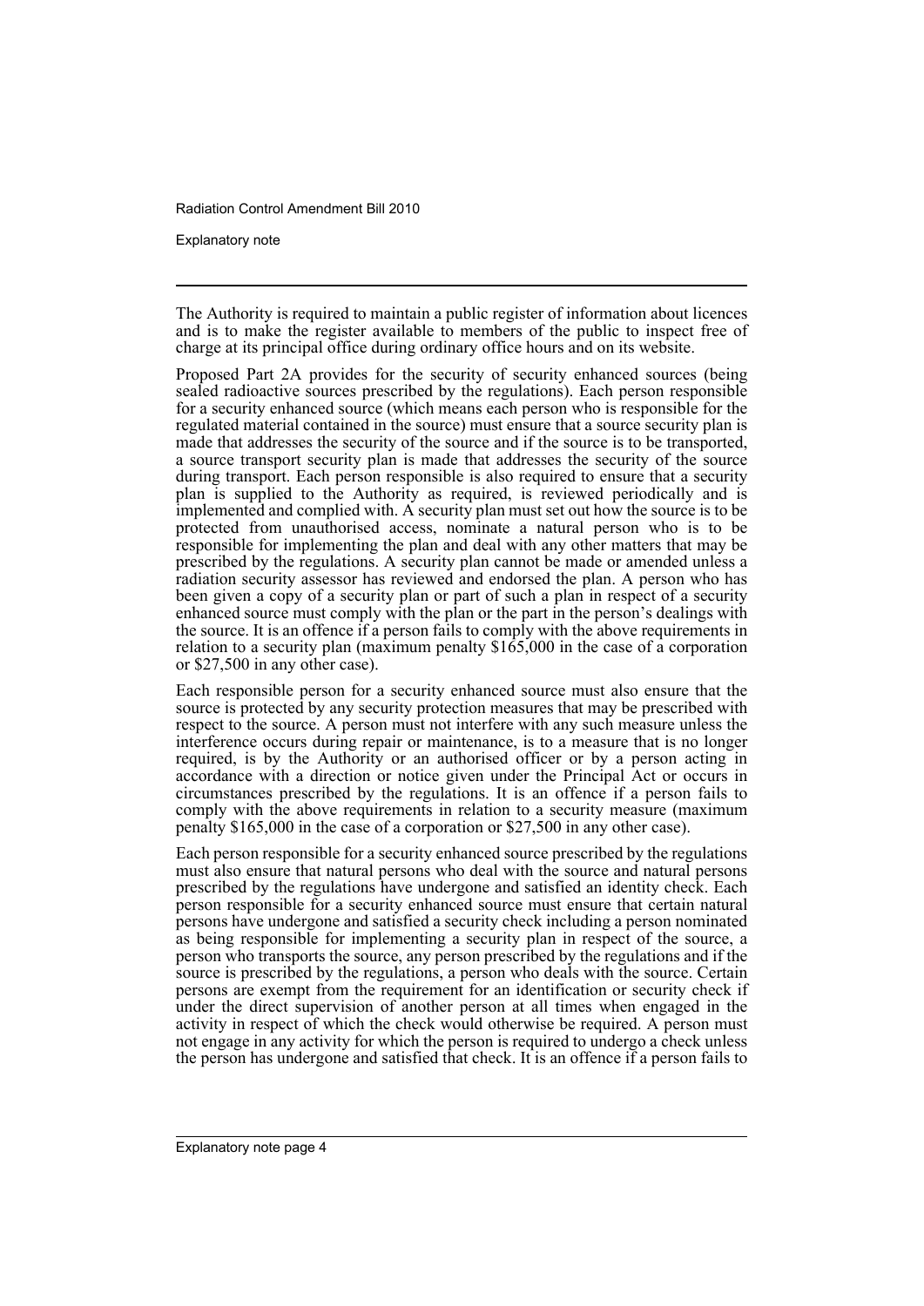The Authority is required to maintain a public register of information about licences and is to make the register available to members of the public to inspect free of charge at its principal office during ordinary office hours and on its website.

Proposed Part 2A provides for the security of security enhanced sources (being sealed radioactive sources prescribed by the regulations). Each person responsible for a security enhanced source (which means each person who is responsible for the regulated material contained in the source) must ensure that a source security plan is made that addresses the security of the source and if the source is to be transported, a source transport security plan is made that addresses the security of the source during transport. Each person responsible is also required to ensure that a security plan is supplied to the Authority as required, is reviewed periodically and is implemented and complied with. A security plan must set out how the source is to be protected from unauthorised access, nominate a natural person who is to be responsible for implementing the plan and deal with any other matters that may be prescribed by the regulations. A security plan cannot be made or amended unless a radiation security assessor has reviewed and endorsed the plan. A person who has been given a copy of a security plan or part of such a plan in respect of a security enhanced source must comply with the plan or the part in the person's dealings with the source. It is an offence if a person fails to comply with the above requirements in relation to a security plan (maximum penalty $165,000 in the case of a corporation or $27,500 in any other case).

Each responsible person for a security enhanced source must also ensure that the source is protected by any security protection measures that may be prescribed with respect to the source. A person must not interfere with any such measure unless the interference occurs during repair or maintenance, is to a measure that is no longer required, is by the Authority or an authorised officer or by a person acting in accordance with a direction or notice given under the Principal Act or occurs in circumstances prescribed by the regulations. It is an offence if a person fails to comply with the above requirements in relation to a security measure (maximum penalty $165,000 in the case of a corporation or $27,500 in any other case).

Each person responsible for a security enhanced source prescribed by the regulations must also ensure that natural persons who deal with the source and natural persons prescribed by the regulations have undergone and satisfied an identity check. Each person responsible for a security enhanced source must ensure that certain natural persons have undergone and satisfied a security check including a person nominated as being responsible for implementing a security plan in respect of the source, a person who transports the source, any person prescribed by the regulations and if the source is prescribed by the regulations, a person who deals with the source. Certain persons are exempt from the requirement for an identification or security check if under the direct supervision of another person at all times when engaged in the activity in respect of which the check would otherwise be required. A person must not engage in any activity for which the person is required to undergo a check unless the person has undergone and satisfied that check. It is an offence if a person fails to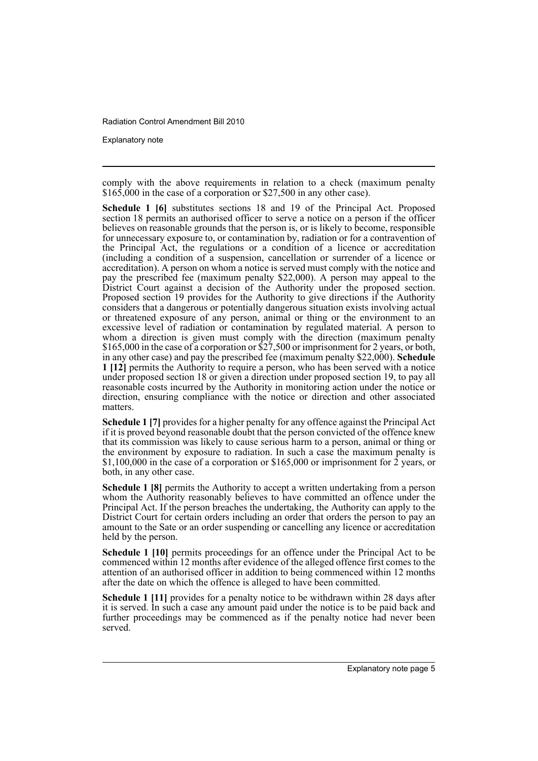comply with the above requirements in relation to a check (maximum penalty $165,000 in the case of a corporation or $27,500 in any other case).

**Schedule 1 [6]** substitutes sections 18 and 19 of the Principal Act. Proposed section 18 permits an authorised officer to serve a notice on a person if the officer believes on reasonable grounds that the person is, or is likely to become, responsible for unnecessary exposure to, or contamination by, radiation or for a contravention of the Principal Act, the regulations or a condition of a licence or accreditation (including a condition of a suspension, cancellation or surrender of a licence or accreditation). A person on whom a notice is served must comply with the notice and pay the prescribed fee (maximum penalty $22,000). A person may appeal to the District Court against a decision of the Authority under the proposed section. Proposed section 19 provides for the Authority to give directions if the Authority considers that a dangerous or potentially dangerous situation exists involving actual or threatened exposure of any person, animal or thing or the environment to an excessive level of radiation or contamination by regulated material. A person to whom a direction is given must comply with the direction (maximum penalty $165,000 in the case of a corporation or $27,500 or imprisonment for 2 years, or both, in any other case) and pay the prescribed fee (maximum penalty $22,000). **Schedule 1 [12]** permits the Authority to require a person, who has been served with a notice under proposed section 18 or given a direction under proposed section 19, to pay all reasonable costs incurred by the Authority in monitoring action under the notice or direction, ensuring compliance with the notice or direction and other associated matters.

**Schedule 1 [7]** provides for a higher penalty for any offence against the Principal Act if it is proved beyond reasonable doubt that the person convicted of the offence knew that its commission was likely to cause serious harm to a person, animal or thing or the environment by exposure to radiation. In such a case the maximum penalty is $1,100,000 in the case of a corporation or $165,000 or imprisonment for 2 years, or both, in any other case.

**Schedule 1 [8]** permits the Authority to accept a written undertaking from a person whom the Authority reasonably believes to have committed an offence under the Principal Act. If the person breaches the undertaking, the Authority can apply to the District Court for certain orders including an order that orders the person to pay an amount to the Sate or an order suspending or cancelling any licence or accreditation held by the person.

**Schedule 1 [10]** permits proceedings for an offence under the Principal Act to be commenced within 12 months after evidence of the alleged offence first comes to the attention of an authorised officer in addition to being commenced within 12 months after the date on which the offence is alleged to have been committed.

**Schedule 1 [11]** provides for a penalty notice to be withdrawn within 28 days after it is served. In such a case any amount paid under the notice is to be paid back and further proceedings may be commenced as if the penalty notice had never been served.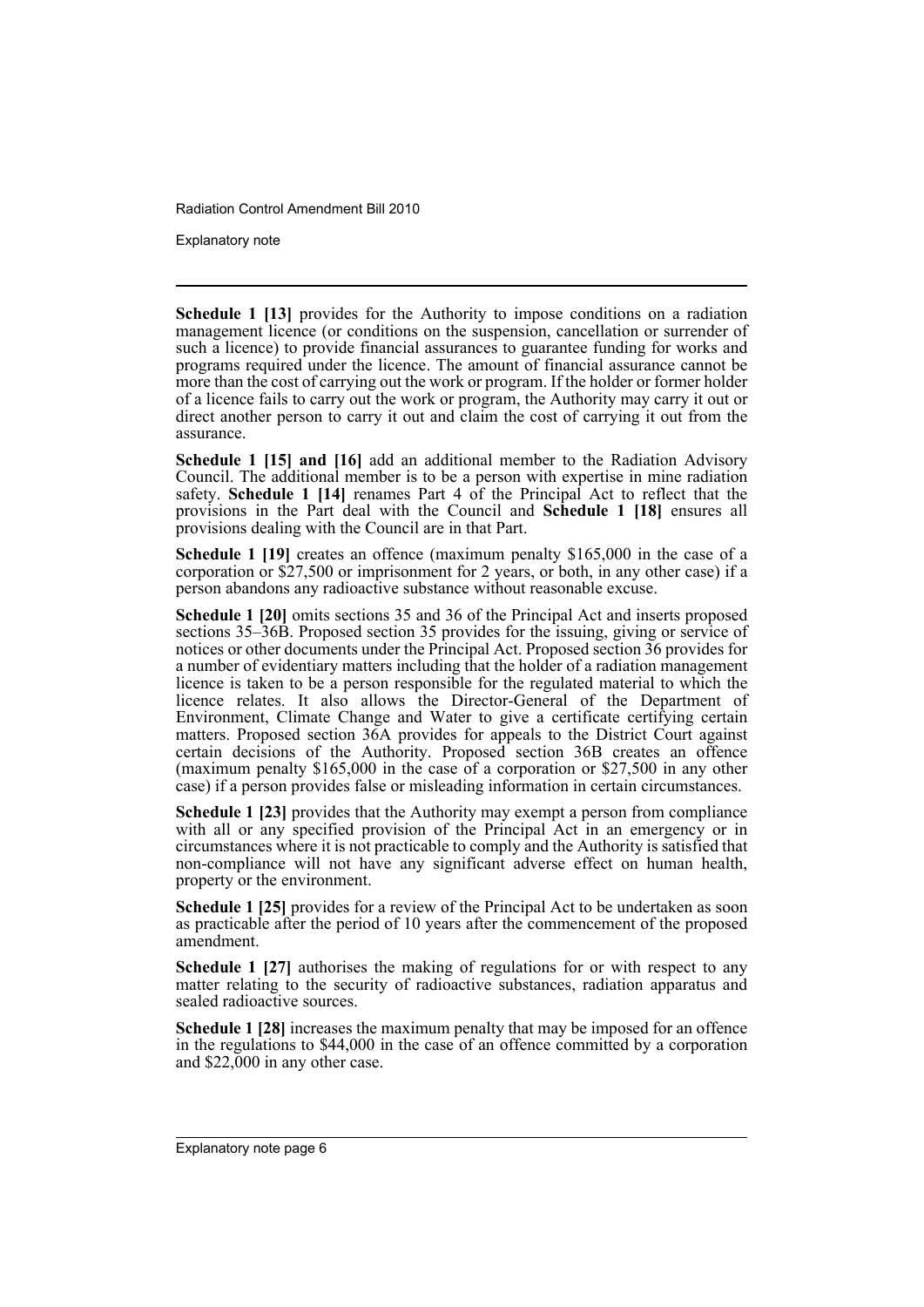**Schedule 1 [13]** provides for the Authority to impose conditions on a radiation management licence (or conditions on the suspension, cancellation or surrender of such a licence) to provide financial assurances to guarantee funding for works and programs required under the licence. The amount of financial assurance cannot be more than the cost of carrying out the work or program. If the holder or former holder of a licence fails to carry out the work or program, the Authority may carry it out or direct another person to carry it out and claim the cost of carrying it out from the assurance.

**Schedule 1 [15] and [16]** add an additional member to the Radiation Advisory Council. The additional member is to be a person with expertise in mine radiation safety. **Schedule 1 [14]** renames Part 4 of the Principal Act to reflect that the provisions in the Part deal with the Council and **Schedule 1 [18]** ensures all provisions dealing with the Council are in that Part.

**Schedule 1 [19]** creates an offence (maximum penalty $165,000 in the case of a corporation or $27,500 or imprisonment for 2 years, or both, in any other case) if a person abandons any radioactive substance without reasonable excuse.

**Schedule 1 [20]** omits sections 35 and 36 of the Principal Act and inserts proposed sections 35–36B. Proposed section 35 provides for the issuing, giving or service of notices or other documents under the Principal Act. Proposed section 36 provides for a number of evidentiary matters including that the holder of a radiation management licence is taken to be a person responsible for the regulated material to which the licence relates. It also allows the Director-General of the Department of Environment, Climate Change and Water to give a certificate certifying certain matters. Proposed section 36A provides for appeals to the District Court against certain decisions of the Authority. Proposed section 36B creates an offence (maximum penalty $165,000 in the case of a corporation or $27,500 in any other case) if a person provides false or misleading information in certain circumstances.

**Schedule 1 [23]** provides that the Authority may exempt a person from compliance with all or any specified provision of the Principal Act in an emergency or in circumstances where it is not practicable to comply and the Authority is satisfied that non-compliance will not have any significant adverse effect on human health, property or the environment.

**Schedule 1 [25]** provides for a review of the Principal Act to be undertaken as soon as practicable after the period of 10 years after the commencement of the proposed amendment.

**Schedule 1 [27]** authorises the making of regulations for or with respect to any matter relating to the security of radioactive substances, radiation apparatus and sealed radioactive sources.

**Schedule 1 [28]** increases the maximum penalty that may be imposed for an offence in the regulations to $44,000 in the case of an offence committed by a corporation and $22,000 in any other case.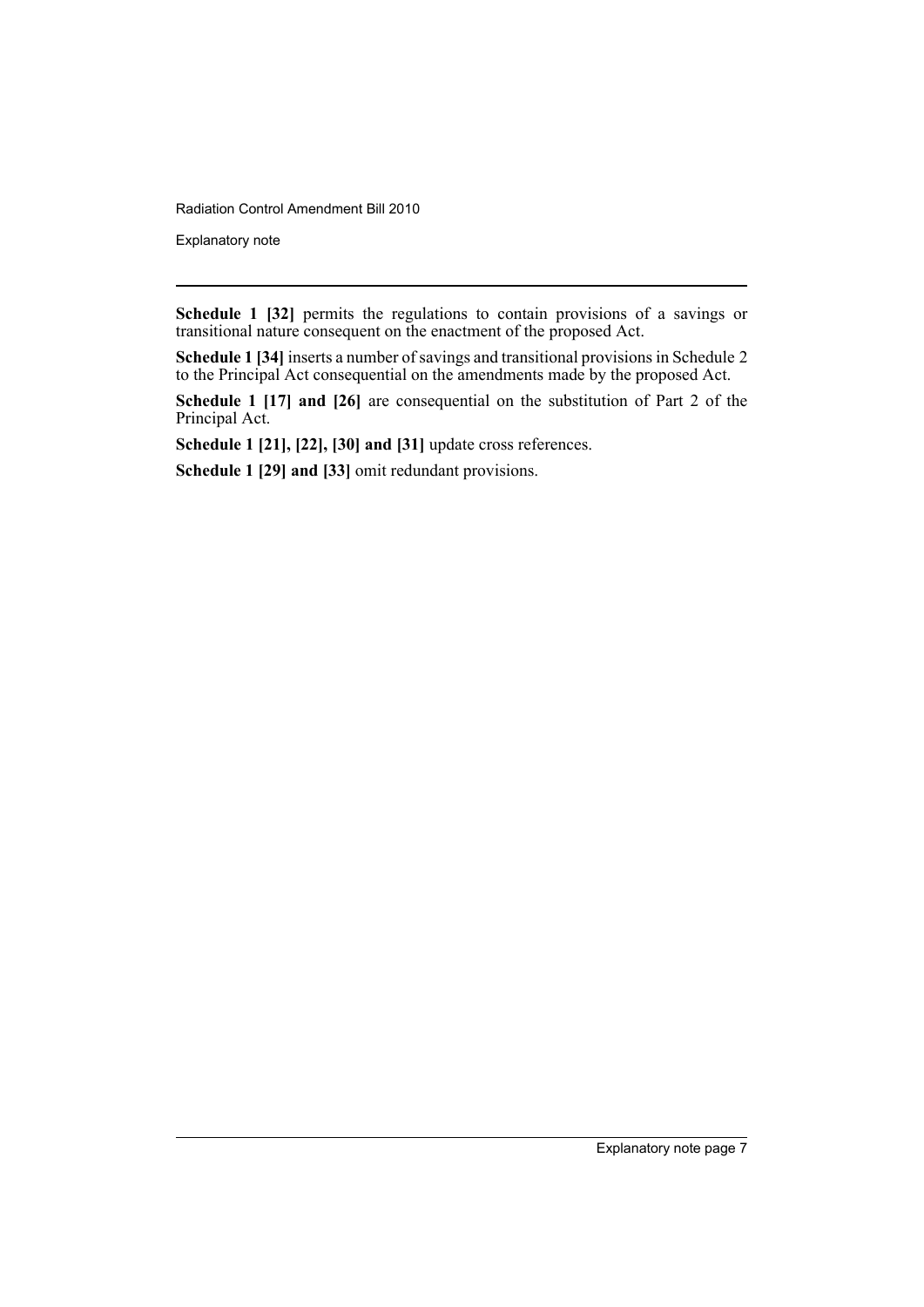**Schedule 1 [32]** permits the regulations to contain provisions of a savings or transitional nature consequent on the enactment of the proposed Act.

**Schedule 1 [34]** inserts a number of savings and transitional provisions in Schedule 2 to the Principal Act consequential on the amendments made by the proposed Act.

**Schedule 1 [17] and [26]** are consequential on the substitution of Part 2 of the Principal Act.

**Schedule 1 [21], [22], [30] and [31]** update cross references.

**Schedule 1 [29] and [33]** omit redundant provisions.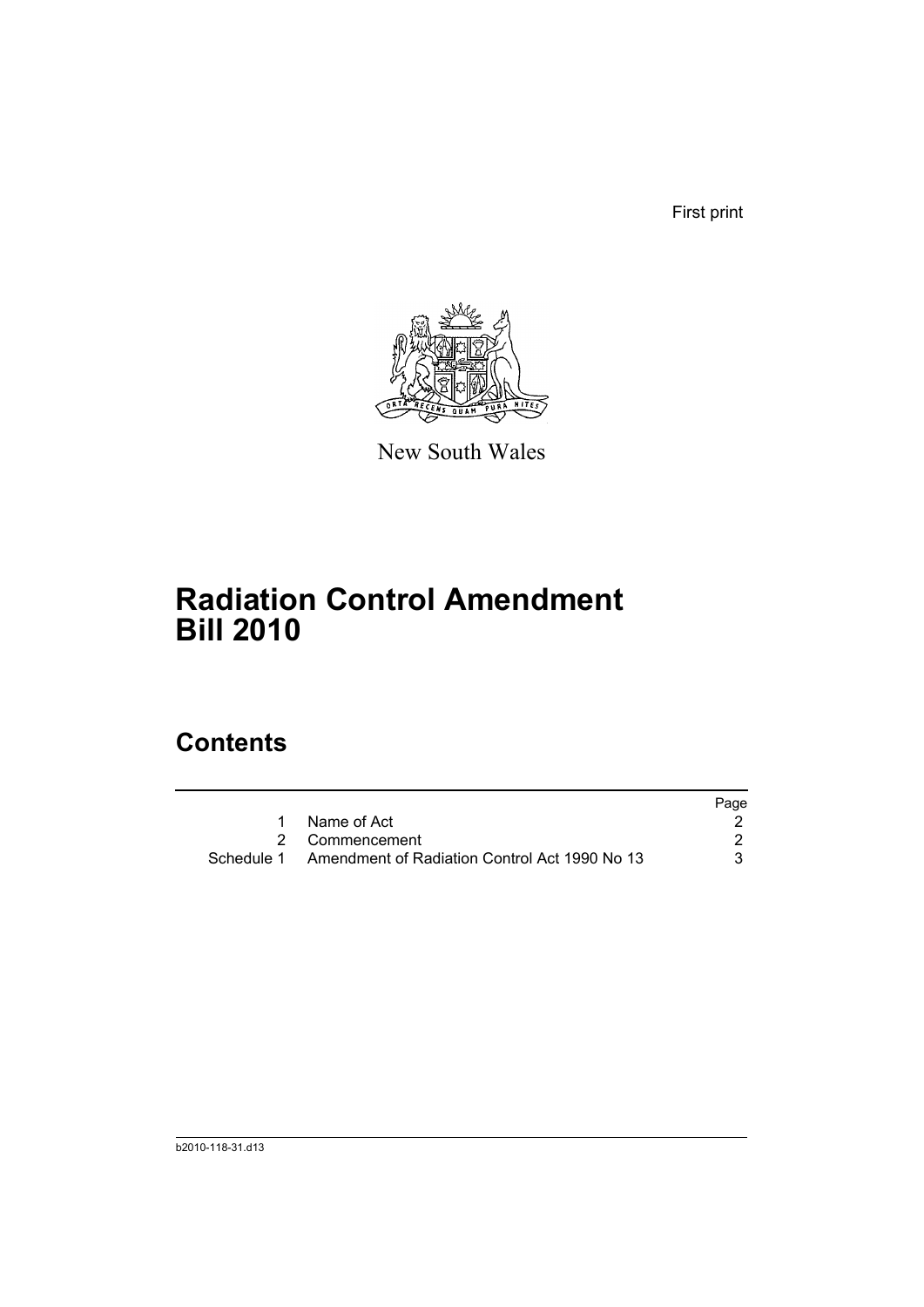First print

New South Wales

# Radiation Control Amendment Bill 2010

## Contents

| | | Page |
|---|---|---|
| 1 | Name of Act | 2 |
| 2 | Commencement | 2 |
| Schedule 1 | Amendment of Radiation Control Act 1990 No 13 | 3 |

b2010-118-31.d13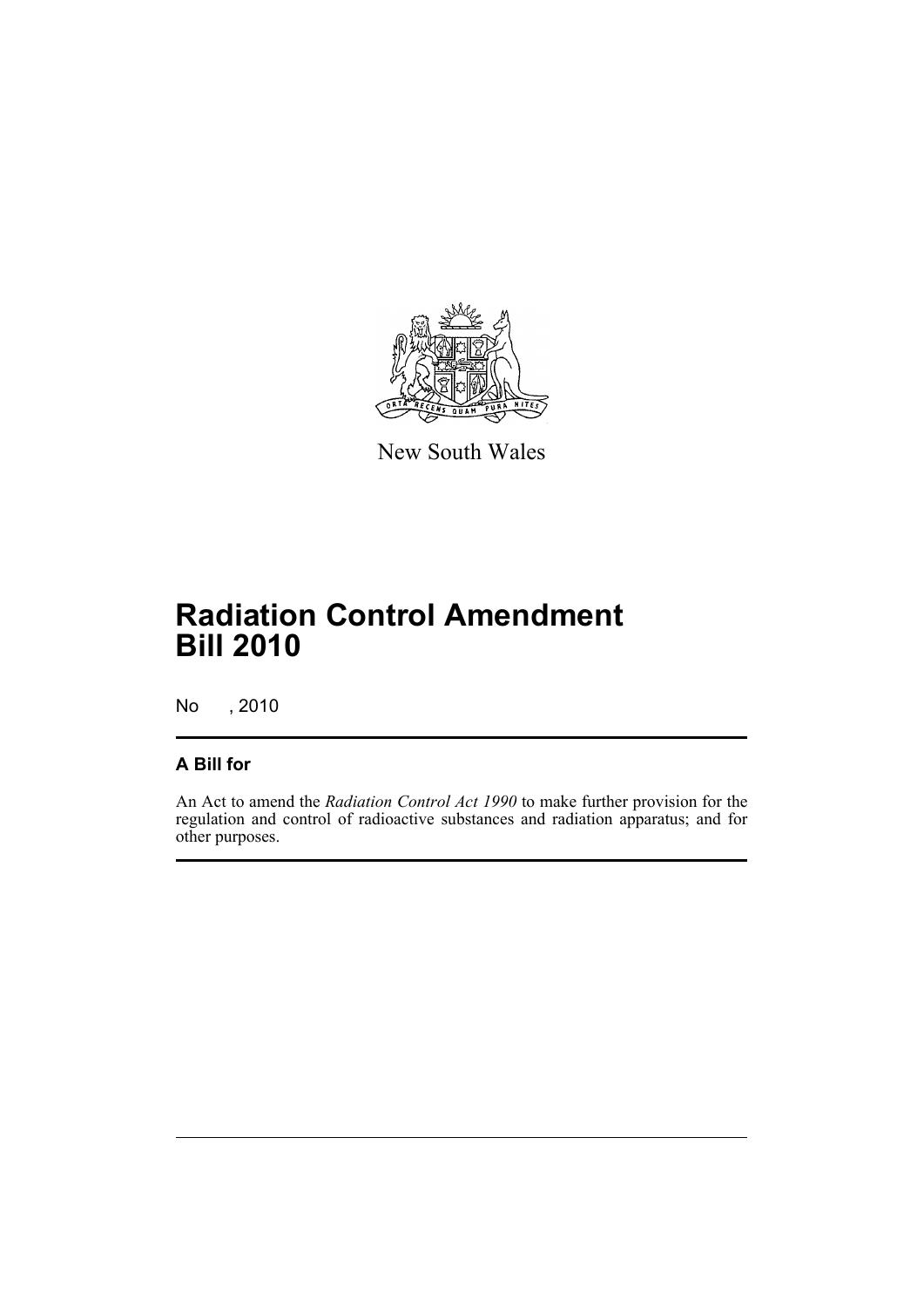New South Wales

# Radiation Control Amendment Bill 2010

No , 2010

## A Bill for

An Act to amend the *Radiation Control Act 1990* to make further provision for the regulation and control of radioactive substances and radiation apparatus; and for other purposes.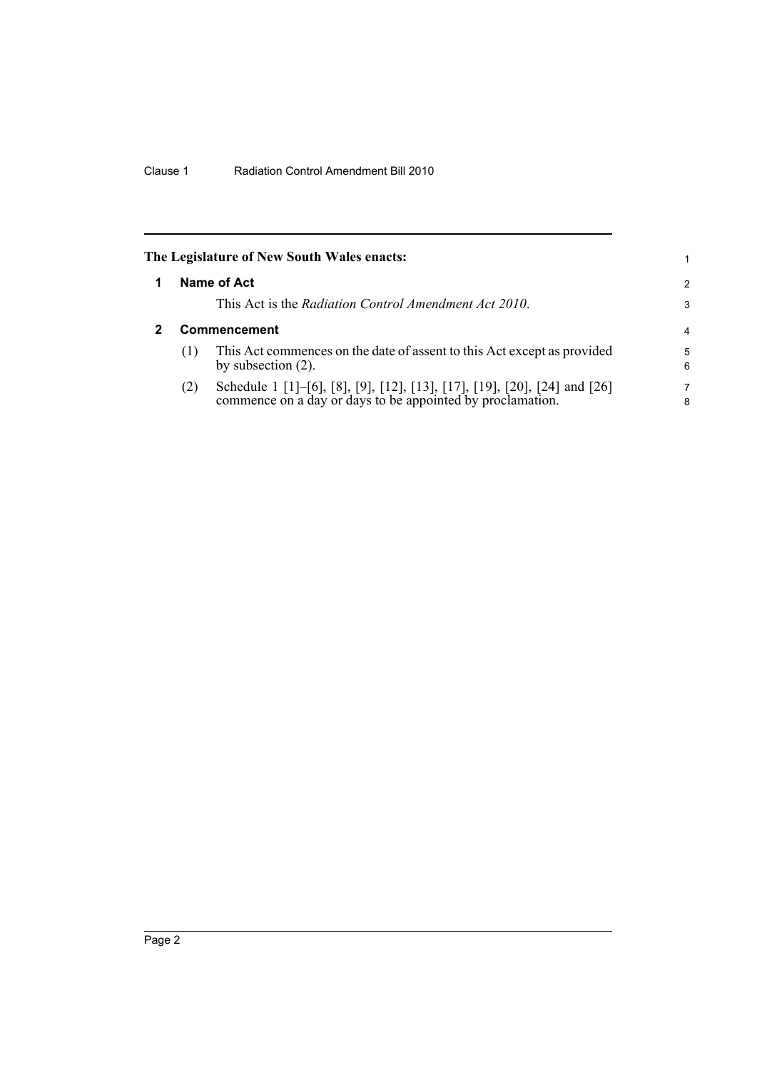The Legislature of New South Wales enacts:

## 1 Name of Act

This Act is the *Radiation Control Amendment Act 2010*.

## 2 Commencement

(1) This Act commences on the date of assent to this Act except as provided by subsection (2).

(2) Schedule 1 [1]–[6], [8], [9], [12], [13], [17], [19], [20], [24] and [26] commence on a day or days to be appointed by proclamation.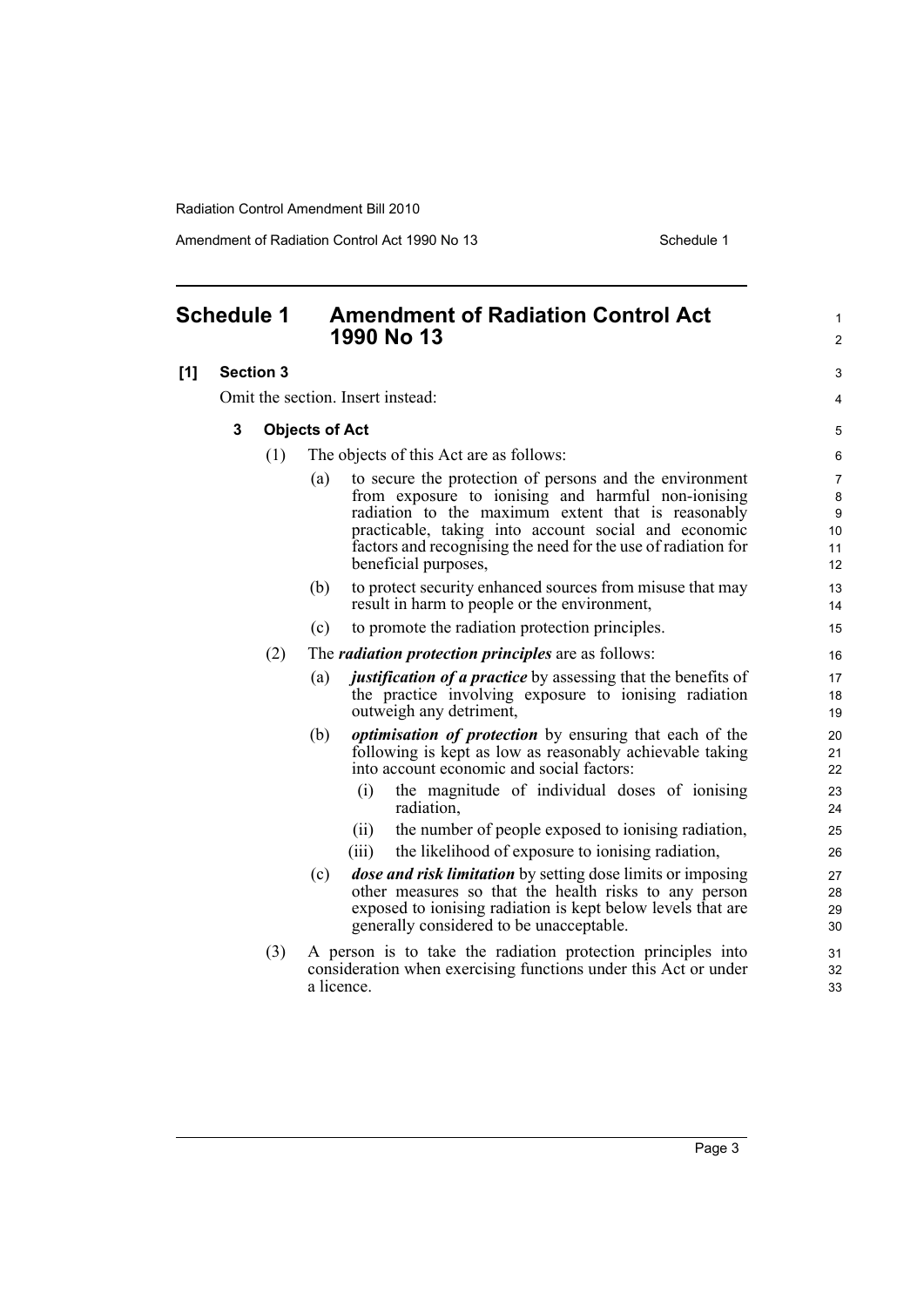# Schedule 1 Amendment of Radiation Control Act 1990 No 13

**[1] Section 3**

Omit the section. Insert instead:

**3 Objects of Act**

(1) The objects of this Act are as follows:

(a) to secure the protection of persons and the environment from exposure to ionising and harmful non-ionising radiation to the maximum extent that is reasonably practicable, taking into account social and economic factors and recognising the need for the use of radiation for beneficial purposes,

(b) to protect security enhanced sources from misuse that may result in harm to people or the environment,

(c) to promote the radiation protection principles.

(2) The ***radiation protection principles*** are as follows:

(a) ***justification of a practice*** by assessing that the benefits of the practice involving exposure to ionising radiation outweigh any detriment,

(b) ***optimisation of protection*** by ensuring that each of the following is kept as low as reasonably achievable taking into account economic and social factors:

(i) the magnitude of individual doses of ionising radiation,

(ii) the number of people exposed to ionising radiation,

(iii) the likelihood of exposure to ionising radiation,

(c) ***dose and risk limitation*** by setting dose limits or imposing other measures so that the health risks to any person exposed to ionising radiation is kept below levels that are generally considered to be unacceptable.

(3) A person is to take the radiation protection principles into consideration when exercising functions under this Act or under a licence.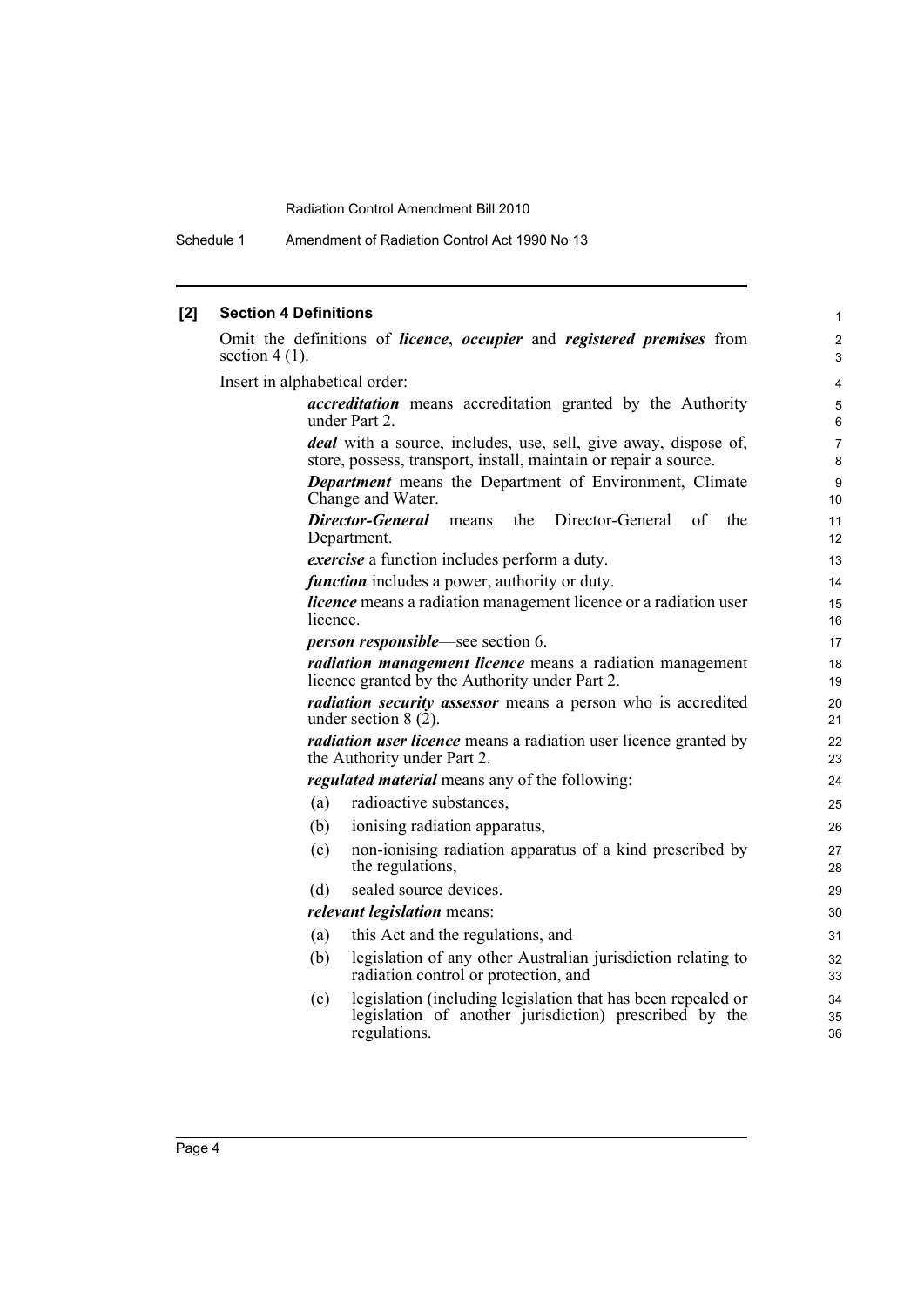### [2] Section 4 Definitions

Omit the definitions of ***licence***, ***occupier*** and ***registered premises*** from section 4 (1).

Insert in alphabetical order:

> ***accreditation*** means accreditation granted by the Authority under Part 2.
>
> ***deal*** with a source, includes, use, sell, give away, dispose of, store, possess, transport, install, maintain or repair a source.
>
> ***Department*** means the Department of Environment, Climate Change and Water.
>
> ***Director-General*** means the Director-General of the Department.
>
> ***exercise*** a function includes perform a duty.
>
> ***function*** includes a power, authority or duty.
>
> ***licence*** means a radiation management licence or a radiation user licence.
>
> ***person responsible***—see section 6.
>
> ***radiation management licence*** means a radiation management licence granted by the Authority under Part 2.
>
> ***radiation security assessor*** means a person who is accredited under section 8 (2).
>
> ***radiation user licence*** means a radiation user licence granted by the Authority under Part 2.
>
> ***regulated material*** means any of the following:
>
> (a) radioactive substances,
>
> (b) ionising radiation apparatus,
>
> (c) non-ionising radiation apparatus of a kind prescribed by the regulations,
>
> (d) sealed source devices.
>
> ***relevant legislation*** means:
>
> (a) this Act and the regulations, and
>
> (b) legislation of any other Australian jurisdiction relating to radiation control or protection, and
>
> (c) legislation (including legislation that has been repealed or legislation of another jurisdiction) prescribed by the regulations.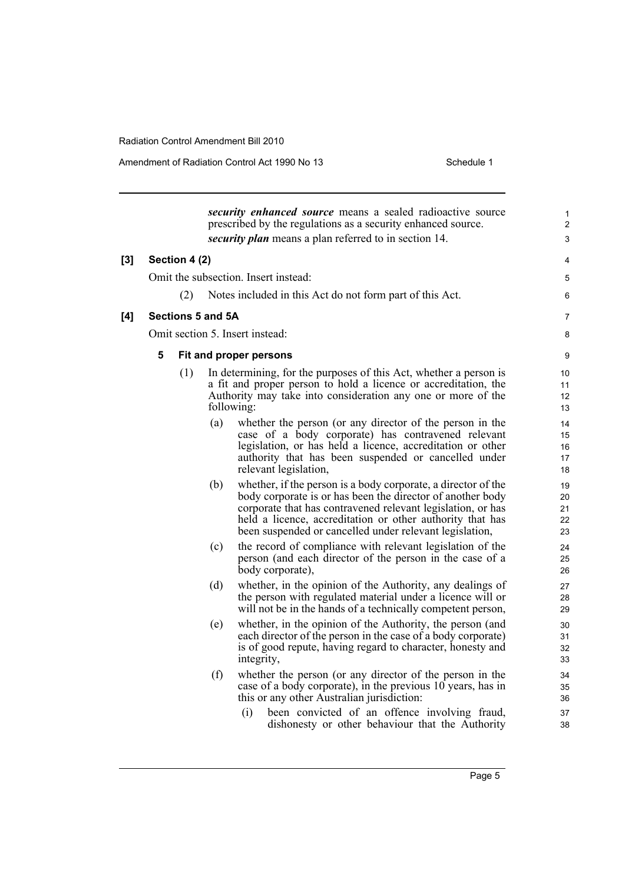***security enhanced source*** means a sealed radioactive source prescribed by the regulations as a security enhanced source.

***security plan*** means a plan referred to in section 14.

**[3] Section 4 (2)**

Omit the subsection. Insert instead:

(2) Notes included in this Act do not form part of this Act.

**[4] Sections 5 and 5A**

Omit section 5. Insert instead:

**5 Fit and proper persons**

(1) In determining, for the purposes of this Act, whether a person is a fit and proper person to hold a licence or accreditation, the Authority may take into consideration any one or more of the following:

(a) whether the person (or any director of the person in the case of a body corporate) has contravened relevant legislation, or has held a licence, accreditation or other authority that has been suspended or cancelled under relevant legislation,

(b) whether, if the person is a body corporate, a director of the body corporate is or has been the director of another body corporate that has contravened relevant legislation, or has held a licence, accreditation or other authority that has been suspended or cancelled under relevant legislation,

(c) the record of compliance with relevant legislation of the person (and each director of the person in the case of a body corporate),

(d) whether, in the opinion of the Authority, any dealings of the person with regulated material under a licence will or will not be in the hands of a technically competent person,

(e) whether, in the opinion of the Authority, the person (and each director of the person in the case of a body corporate) is of good repute, having regard to character, honesty and integrity,

(f) whether the person (or any director of the person in the case of a body corporate), in the previous 10 years, has in this or any other Australian jurisdiction:

(i) been convicted of an offence involving fraud, dishonesty or other behaviour that the Authority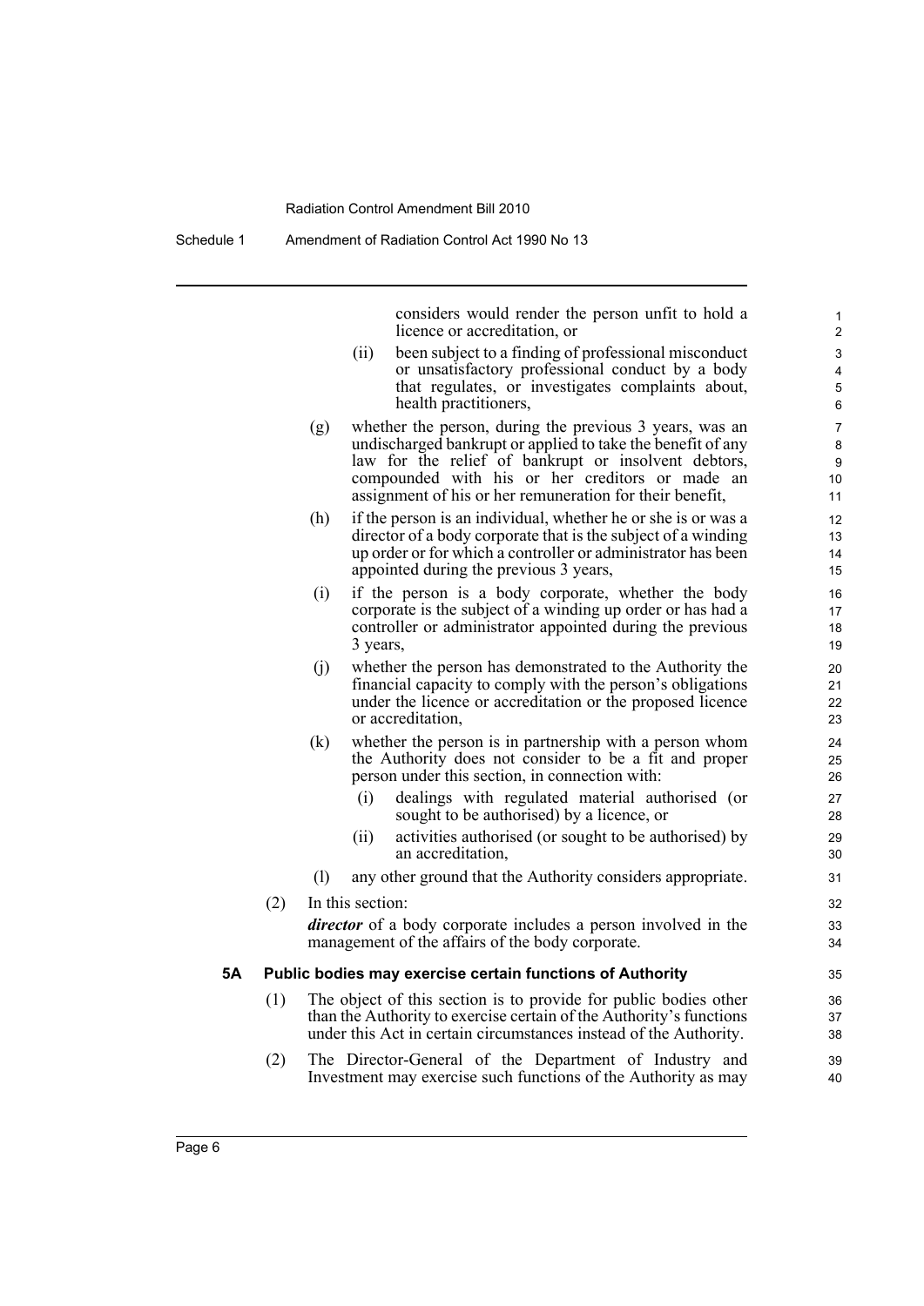considers would render the person unfit to hold a licence or accreditation, or

(ii) been subject to a finding of professional misconduct or unsatisfactory professional conduct by a body that regulates, or investigates complaints about, health practitioners,

(g) whether the person, during the previous 3 years, was an undischarged bankrupt or applied to take the benefit of any law for the relief of bankrupt or insolvent debtors, compounded with his or her creditors or made an assignment of his or her remuneration for their benefit,

(h) if the person is an individual, whether he or she is or was a director of a body corporate that is the subject of a winding up order or for which a controller or administrator has been appointed during the previous 3 years,

(i) if the person is a body corporate, whether the body corporate is the subject of a winding up order or has had a controller or administrator appointed during the previous 3 years,

(j) whether the person has demonstrated to the Authority the financial capacity to comply with the person's obligations under the licence or accreditation or the proposed licence or accreditation,

(k) whether the person is in partnership with a person whom the Authority does not consider to be a fit and proper person under this section, in connection with:

(i) dealings with regulated material authorised (or sought to be authorised) by a licence, or

(ii) activities authorised (or sought to be authorised) by an accreditation,

(l) any other ground that the Authority considers appropriate.

(2) In this section:

***director*** of a body corporate includes a person involved in the management of the affairs of the body corporate.

**5A Public bodies may exercise certain functions of Authority**

(1) The object of this section is to provide for public bodies other than the Authority to exercise certain of the Authority's functions under this Act in certain circumstances instead of the Authority.

(2) The Director-General of the Department of Industry and Investment may exercise such functions of the Authority as may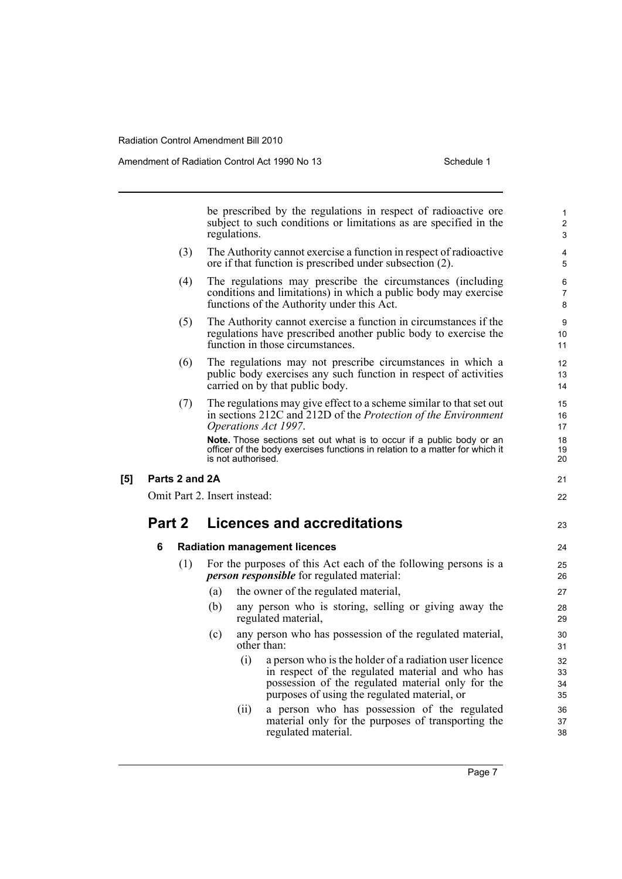be prescribed by the regulations in respect of radioactive ore subject to such conditions or limitations as are specified in the regulations.

(3) The Authority cannot exercise a function in respect of radioactive ore if that function is prescribed under subsection (2).

(4) The regulations may prescribe the circumstances (including conditions and limitations) in which a public body may exercise functions of the Authority under this Act.

(5) The Authority cannot exercise a function in circumstances if the regulations have prescribed another public body to exercise the function in those circumstances.

(6) The regulations may not prescribe circumstances in which a public body exercises any such function in respect of activities carried on by that public body.

(7) The regulations may give effect to a scheme similar to that set out in sections 212C and 212D of the *Protection of the Environment Operations Act 1997*.

**Note.** Those sections set out what is to occur if a public body or an officer of the body exercises functions in relation to a matter for which it is not authorised.

**[5] Parts 2 and 2A**

Omit Part 2. Insert instead:

## Part 2 Licences and accreditations

### 6 Radiation management licences

(1) For the purposes of this Act each of the following persons is a ***person responsible*** for regulated material:

(a) the owner of the regulated material,

(b) any person who is storing, selling or giving away the regulated material,

(c) any person who has possession of the regulated material, other than:

(i) a person who is the holder of a radiation user licence in respect of the regulated material and who has possession of the regulated material only for the purposes of using the regulated material, or

(ii) a person who has possession of the regulated material only for the purposes of transporting the regulated material.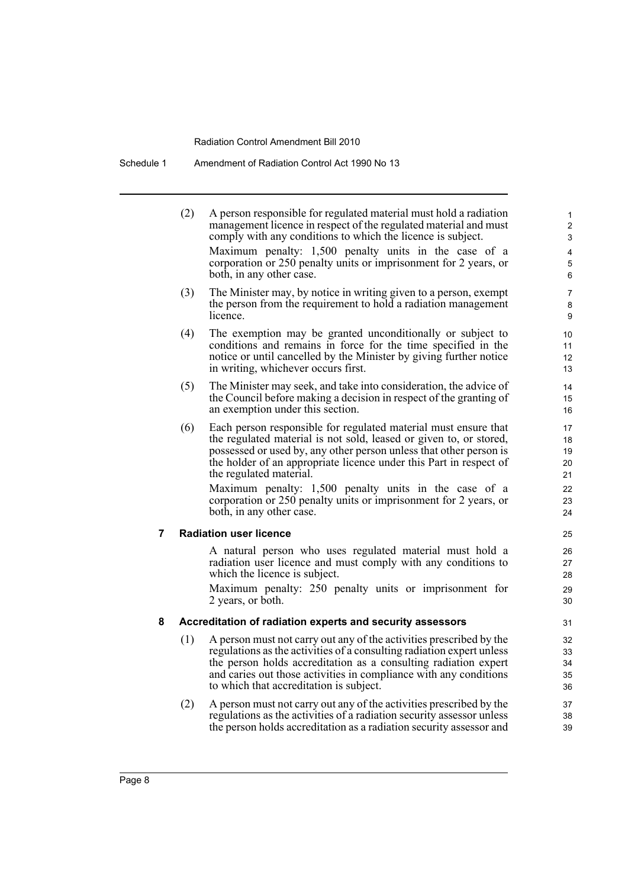(2) A person responsible for regulated material must hold a radiation management licence in respect of the regulated material and must comply with any conditions to which the licence is subject.

Maximum penalty: 1,500 penalty units in the case of a corporation or 250 penalty units or imprisonment for 2 years, or both, in any other case.

(3) The Minister may, by notice in writing given to a person, exempt the person from the requirement to hold a radiation management licence.

(4) The exemption may be granted unconditionally or subject to conditions and remains in force for the time specified in the notice or until cancelled by the Minister by giving further notice in writing, whichever occurs first.

(5) The Minister may seek, and take into consideration, the advice of the Council before making a decision in respect of the granting of an exemption under this section.

(6) Each person responsible for regulated material must ensure that the regulated material is not sold, leased or given to, or stored, possessed or used by, any other person unless that other person is the holder of an appropriate licence under this Part in respect of the regulated material.

Maximum penalty: 1,500 penalty units in the case of a corporation or 250 penalty units or imprisonment for 2 years, or both, in any other case.

### 7 Radiation user licence

A natural person who uses regulated material must hold a radiation user licence and must comply with any conditions to which the licence is subject.

Maximum penalty: 250 penalty units or imprisonment for 2 years, or both.

### 8 Accreditation of radiation experts and security assessors

(1) A person must not carry out any of the activities prescribed by the regulations as the activities of a consulting radiation expert unless the person holds accreditation as a consulting radiation expert and caries out those activities in compliance with any conditions to which that accreditation is subject.

(2) A person must not carry out any of the activities prescribed by the regulations as the activities of a radiation security assessor unless the person holds accreditation as a radiation security assessor and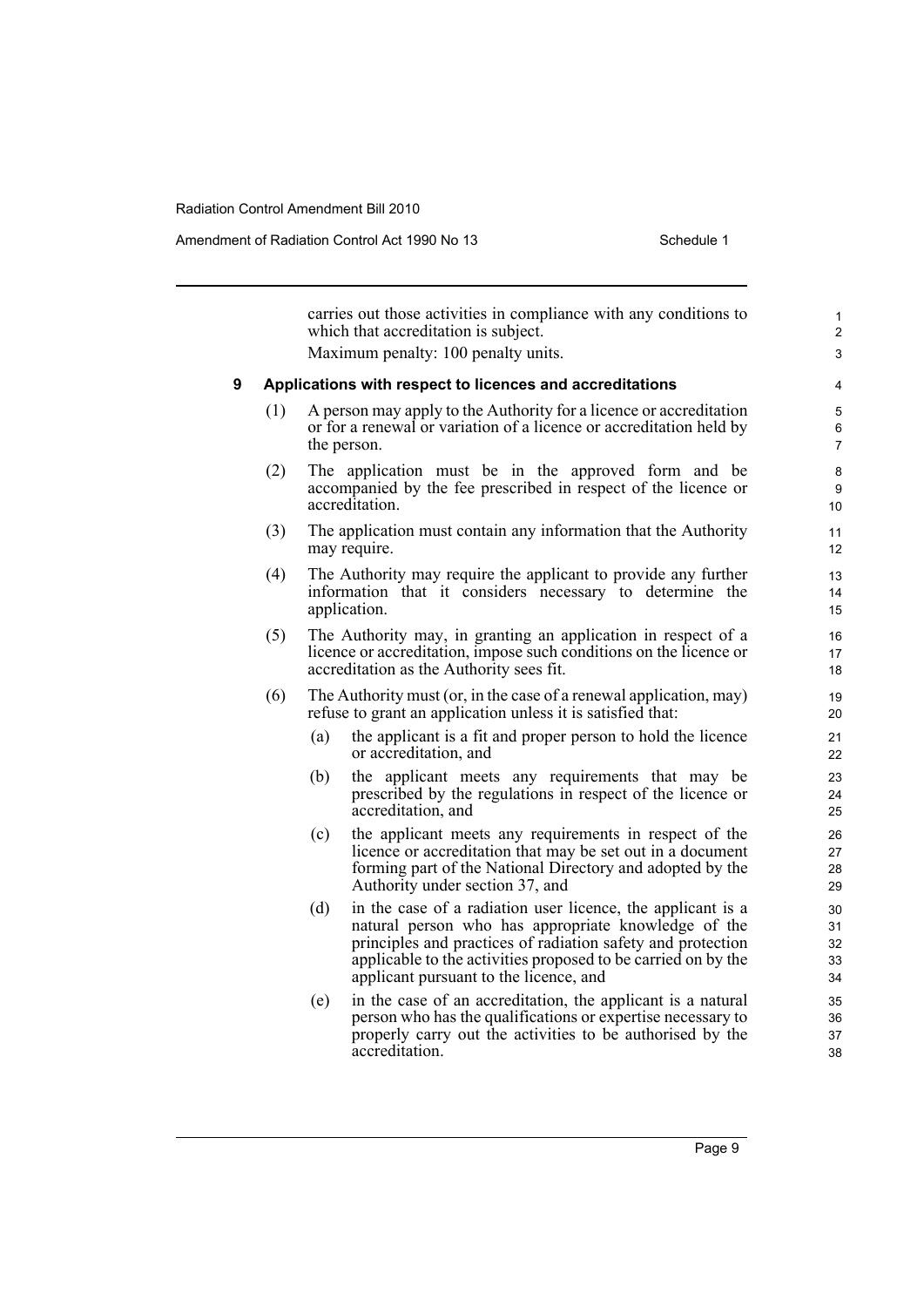carries out those activities in compliance with any conditions to which that accreditation is subject.

Maximum penalty: 100 penalty units.

**9 Applications with respect to licences and accreditations**

(1) A person may apply to the Authority for a licence or accreditation or for a renewal or variation of a licence or accreditation held by the person.

(2) The application must be in the approved form and be accompanied by the fee prescribed in respect of the licence or accreditation.

(3) The application must contain any information that the Authority may require.

(4) The Authority may require the applicant to provide any further information that it considers necessary to determine the application.

(5) The Authority may, in granting an application in respect of a licence or accreditation, impose such conditions on the licence or accreditation as the Authority sees fit.

(6) The Authority must (or, in the case of a renewal application, may) refuse to grant an application unless it is satisfied that:

- (a) the applicant is a fit and proper person to hold the licence or accreditation, and
- (b) the applicant meets any requirements that may be prescribed by the regulations in respect of the licence or accreditation, and
- (c) the applicant meets any requirements in respect of the licence or accreditation that may be set out in a document forming part of the National Directory and adopted by the Authority under section 37, and
- (d) in the case of a radiation user licence, the applicant is a natural person who has appropriate knowledge of the principles and practices of radiation safety and protection applicable to the activities proposed to be carried on by the applicant pursuant to the licence, and
- (e) in the case of an accreditation, the applicant is a natural person who has the qualifications or expertise necessary to properly carry out the activities to be authorised by the accreditation.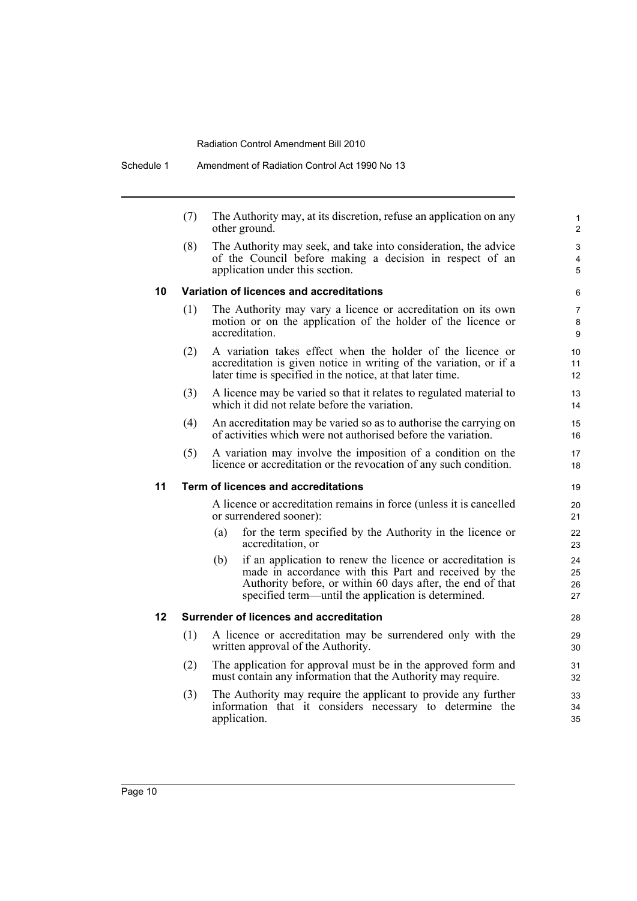(7) The Authority may, at its discretion, refuse an application on any other ground.

(8) The Authority may seek, and take into consideration, the advice of the Council before making a decision in respect of an application under this section.

### 10 Variation of licences and accreditations

(1) The Authority may vary a licence or accreditation on its own motion or on the application of the holder of the licence or accreditation.

(2) A variation takes effect when the holder of the licence or accreditation is given notice in writing of the variation, or if a later time is specified in the notice, at that later time.

(3) A licence may be varied so that it relates to regulated material to which it did not relate before the variation.

(4) An accreditation may be varied so as to authorise the carrying on of activities which were not authorised before the variation.

(5) A variation may involve the imposition of a condition on the licence or accreditation or the revocation of any such condition.

### 11 Term of licences and accreditations

A licence or accreditation remains in force (unless it is cancelled or surrendered sooner):

(a) for the term specified by the Authority in the licence or accreditation, or

(b) if an application to renew the licence or accreditation is made in accordance with this Part and received by the Authority before, or within 60 days after, the end of that specified term—until the application is determined.

### 12 Surrender of licences and accreditation

(1) A licence or accreditation may be surrendered only with the written approval of the Authority.

(2) The application for approval must be in the approved form and must contain any information that the Authority may require.

(3) The Authority may require the applicant to provide any further information that it considers necessary to determine the application.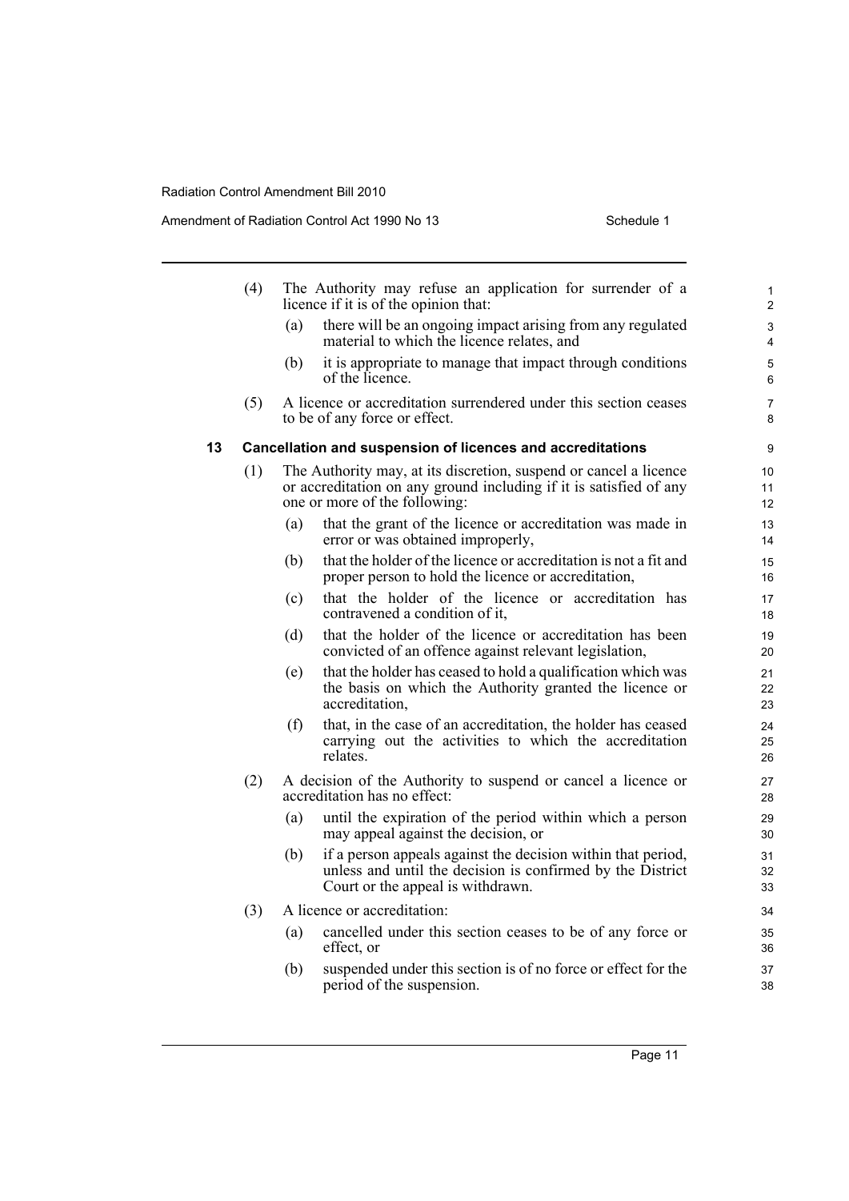(4) The Authority may refuse an application for surrender of a licence if it is of the opinion that:

(a) there will be an ongoing impact arising from any regulated material to which the licence relates, and

(b) it is appropriate to manage that impact through conditions of the licence.

(5) A licence or accreditation surrendered under this section ceases to be of any force or effect.

### 13 Cancellation and suspension of licences and accreditations

(1) The Authority may, at its discretion, suspend or cancel a licence or accreditation on any ground including if it is satisfied of any one or more of the following:

(a) that the grant of the licence or accreditation was made in error or was obtained improperly,

(b) that the holder of the licence or accreditation is not a fit and proper person to hold the licence or accreditation,

(c) that the holder of the licence or accreditation has contravened a condition of it,

(d) that the holder of the licence or accreditation has been convicted of an offence against relevant legislation,

(e) that the holder has ceased to hold a qualification which was the basis on which the Authority granted the licence or accreditation,

(f) that, in the case of an accreditation, the holder has ceased carrying out the activities to which the accreditation relates.

(2) A decision of the Authority to suspend or cancel a licence or accreditation has no effect:

(a) until the expiration of the period within which a person may appeal against the decision, or

(b) if a person appeals against the decision within that period, unless and until the decision is confirmed by the District Court or the appeal is withdrawn.

(3) A licence or accreditation:

(a) cancelled under this section ceases to be of any force or effect, or

(b) suspended under this section is of no force or effect for the period of the suspension.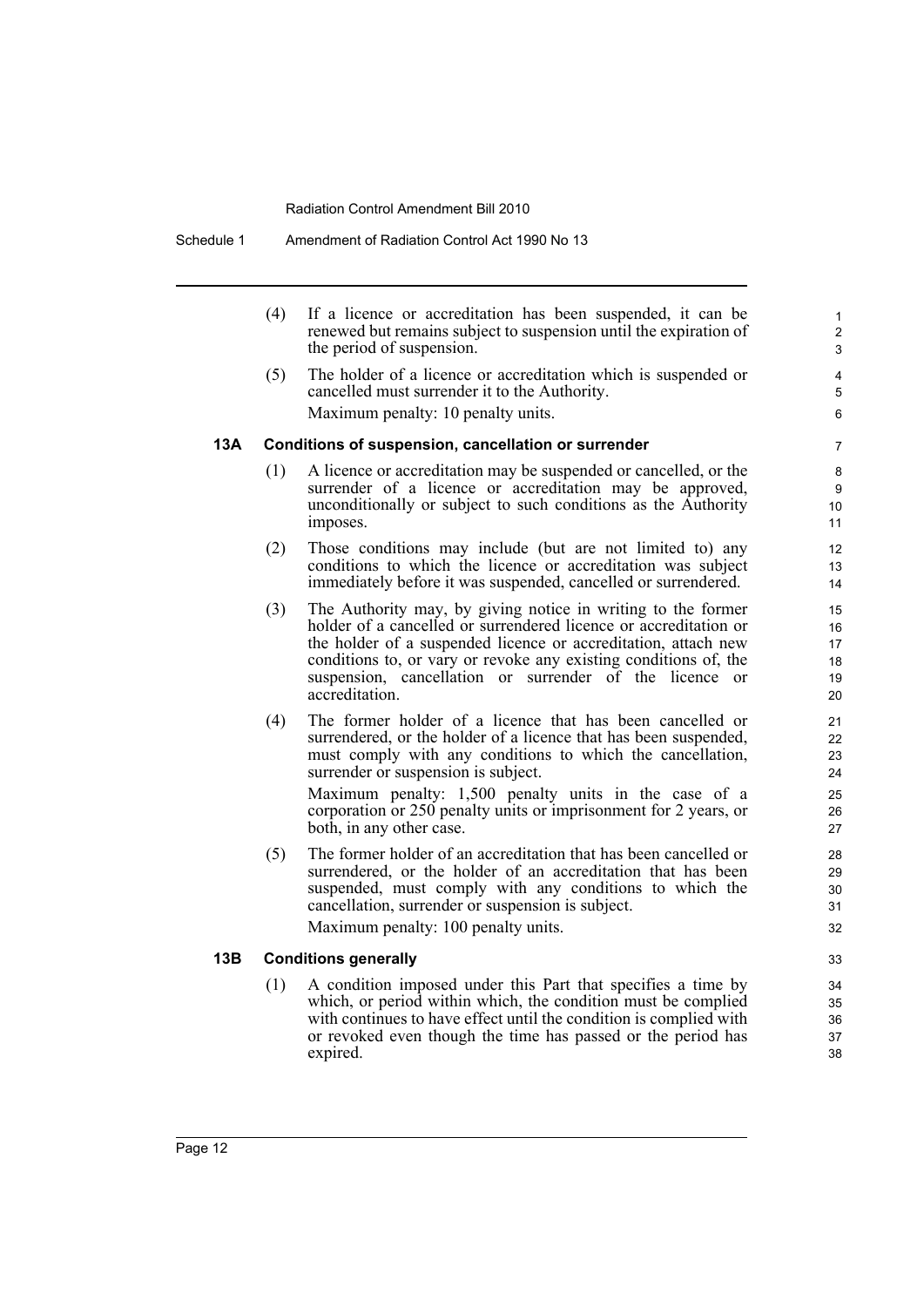(4) If a licence or accreditation has been suspended, it can be renewed but remains subject to suspension until the expiration of the period of suspension.

(5) The holder of a licence or accreditation which is suspended or cancelled must surrender it to the Authority.

Maximum penalty: 10 penalty units.

### 13A Conditions of suspension, cancellation or surrender

(1) A licence or accreditation may be suspended or cancelled, or the surrender of a licence or accreditation may be approved, unconditionally or subject to such conditions as the Authority imposes.

(2) Those conditions may include (but are not limited to) any conditions to which the licence or accreditation was subject immediately before it was suspended, cancelled or surrendered.

(3) The Authority may, by giving notice in writing to the former holder of a cancelled or surrendered licence or accreditation or the holder of a suspended licence or accreditation, attach new conditions to, or vary or revoke any existing conditions of, the suspension, cancellation or surrender of the licence or accreditation.

(4) The former holder of a licence that has been cancelled or surrendered, or the holder of a licence that has been suspended, must comply with any conditions to which the cancellation, surrender or suspension is subject.

Maximum penalty: 1,500 penalty units in the case of a corporation or 250 penalty units or imprisonment for 2 years, or both, in any other case.

(5) The former holder of an accreditation that has been cancelled or surrendered, or the holder of an accreditation that has been suspended, must comply with any conditions to which the cancellation, surrender or suspension is subject.

Maximum penalty: 100 penalty units.

### 13B Conditions generally

(1) A condition imposed under this Part that specifies a time by which, or period within which, the condition must be complied with continues to have effect until the condition is complied with or revoked even though the time has passed or the period has expired.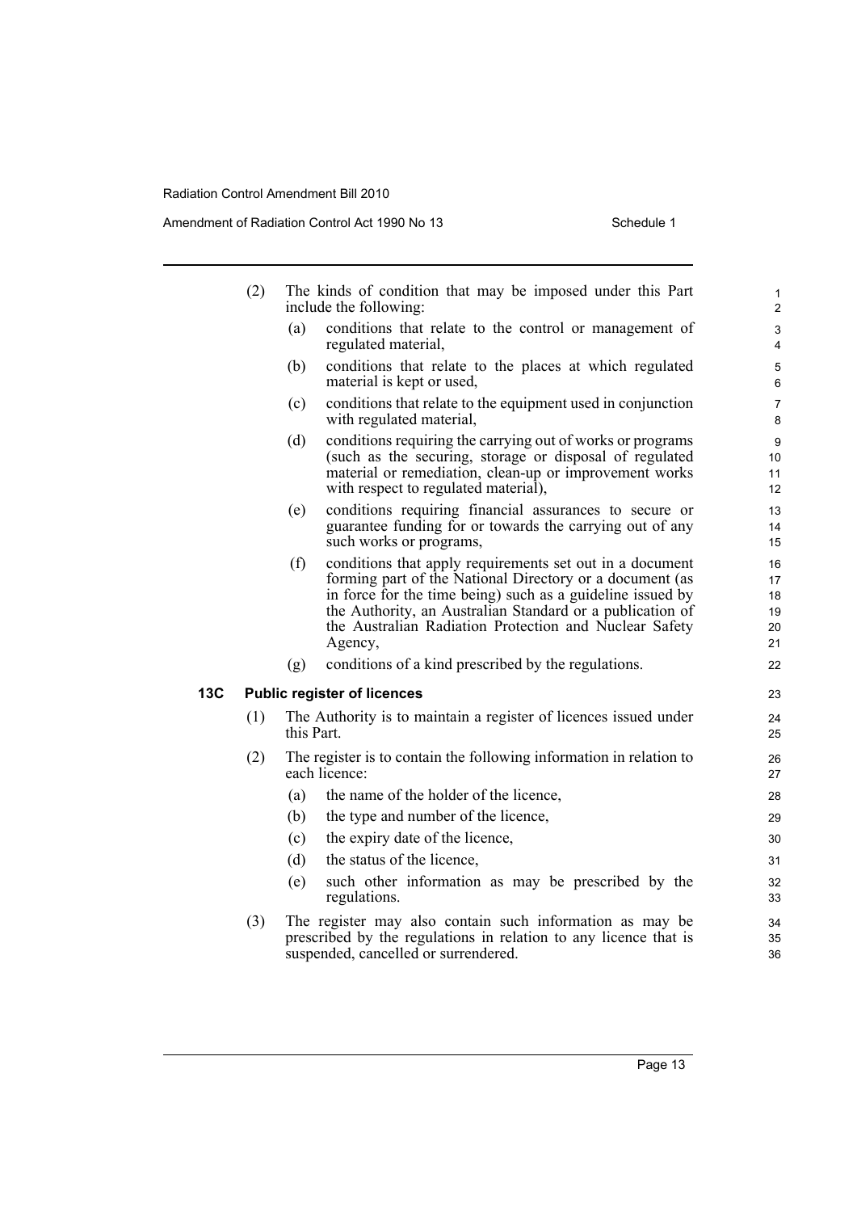(2) The kinds of condition that may be imposed under this Part include the following:

(a) conditions that relate to the control or management of regulated material,

(b) conditions that relate to the places at which regulated material is kept or used,

(c) conditions that relate to the equipment used in conjunction with regulated material,

(d) conditions requiring the carrying out of works or programs (such as the securing, storage or disposal of regulated material or remediation, clean-up or improvement works with respect to regulated material),

(e) conditions requiring financial assurances to secure or guarantee funding for or towards the carrying out of any such works or programs,

(f) conditions that apply requirements set out in a document forming part of the National Directory or a document (as in force for the time being) such as a guideline issued by the Authority, an Australian Standard or a publication of the Australian Radiation Protection and Nuclear Safety Agency,

(g) conditions of a kind prescribed by the regulations.

**13C Public register of licences**

(1) The Authority is to maintain a register of licences issued under this Part.

(2) The register is to contain the following information in relation to each licence:

(a) the name of the holder of the licence,

(b) the type and number of the licence,

(c) the expiry date of the licence,

(d) the status of the licence,

(e) such other information as may be prescribed by the regulations.

(3) The register may also contain such information as may be prescribed by the regulations in relation to any licence that is suspended, cancelled or surrendered.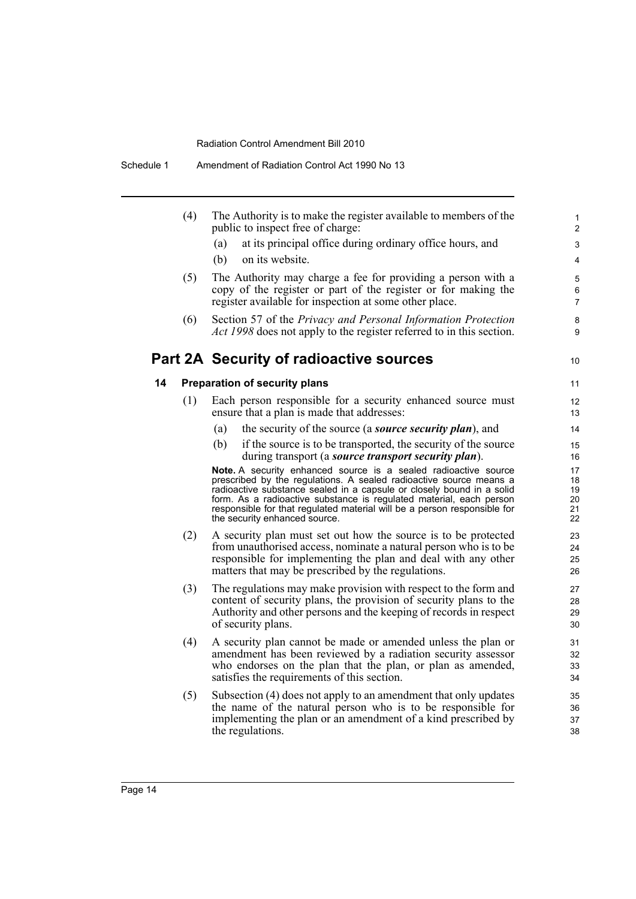(4) The Authority is to make the register available to members of the public to inspect free of charge:

(a) at its principal office during ordinary office hours, and

(b) on its website.

(5) The Authority may charge a fee for providing a person with a copy of the register or part of the register or for making the register available for inspection at some other place.

(6) Section 57 of the *Privacy and Personal Information Protection Act 1998* does not apply to the register referred to in this section.

## Part 2A Security of radioactive sources

### 14 Preparation of security plans

(1) Each person responsible for a security enhanced source must ensure that a plan is made that addresses:

(a) the security of the source (a ***source security plan***), and

(b) if the source is to be transported, the security of the source during transport (a ***source transport security plan***).

**Note.** A security enhanced source is a sealed radioactive source prescribed by the regulations. A sealed radioactive source means a radioactive substance sealed in a capsule or closely bound in a solid form. As a radioactive substance is regulated material, each person responsible for that regulated material will be a person responsible for the security enhanced source.

(2) A security plan must set out how the source is to be protected from unauthorised access, nominate a natural person who is to be responsible for implementing the plan and deal with any other matters that may be prescribed by the regulations.

(3) The regulations may make provision with respect to the form and content of security plans, the provision of security plans to the Authority and other persons and the keeping of records in respect of security plans.

(4) A security plan cannot be made or amended unless the plan or amendment has been reviewed by a radiation security assessor who endorses on the plan that the plan, or plan as amended, satisfies the requirements of this section.

(5) Subsection (4) does not apply to an amendment that only updates the name of the natural person who is to be responsible for implementing the plan or an amendment of a kind prescribed by the regulations.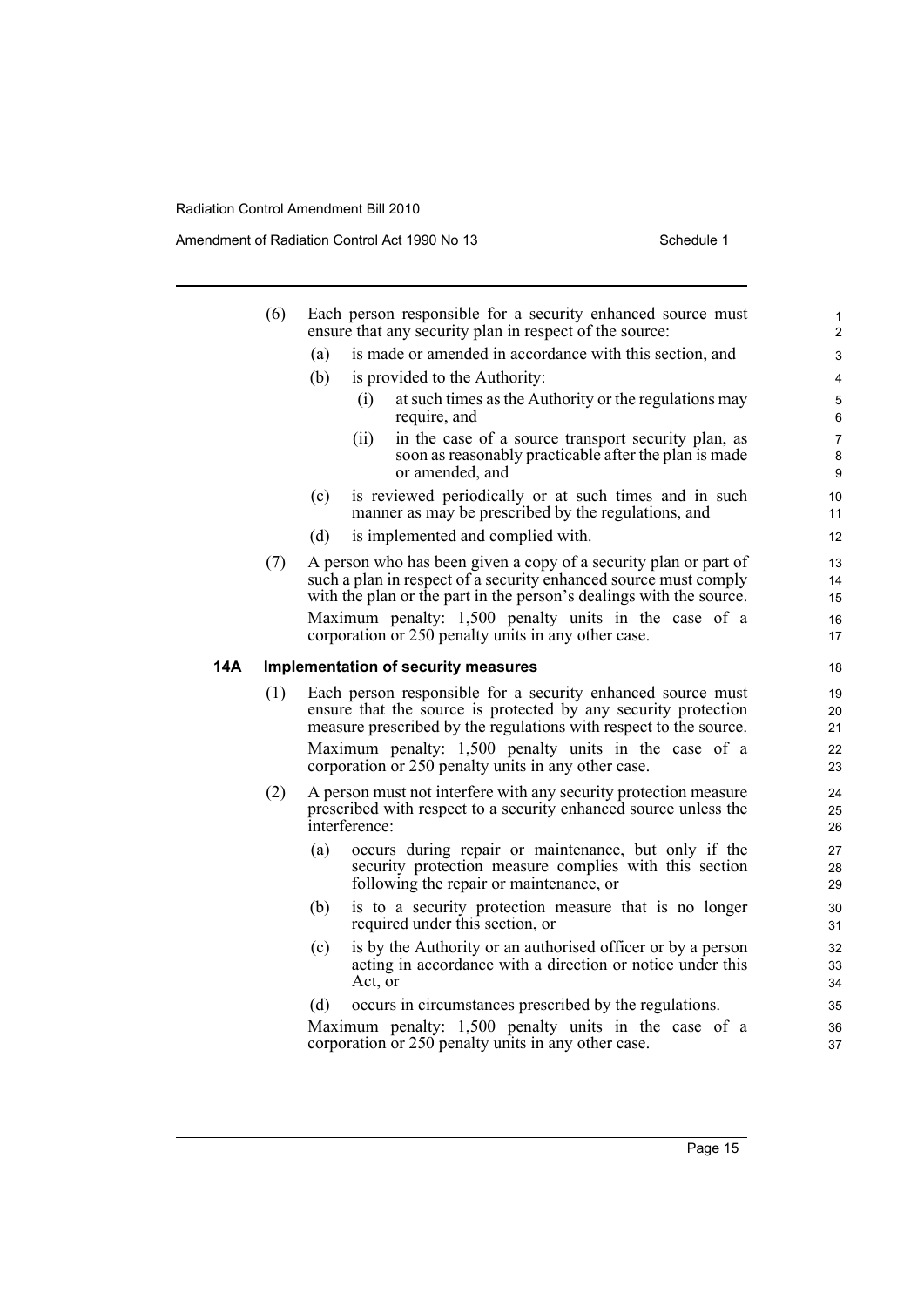(6) Each person responsible for a security enhanced source must ensure that any security plan in respect of the source:

(a) is made or amended in accordance with this section, and

(b) is provided to the Authority:

(i) at such times as the Authority or the regulations may require, and

(ii) in the case of a source transport security plan, as soon as reasonably practicable after the plan is made or amended, and

(c) is reviewed periodically or at such times and in such manner as may be prescribed by the regulations, and

(d) is implemented and complied with.

(7) A person who has been given a copy of a security plan or part of such a plan in respect of a security enhanced source must comply with the plan or the part in the person's dealings with the source.

Maximum penalty: 1,500 penalty units in the case of a corporation or 250 penalty units in any other case.

### 14A Implementation of security measures

(1) Each person responsible for a security enhanced source must ensure that the source is protected by any security protection measure prescribed by the regulations with respect to the source.

Maximum penalty: 1,500 penalty units in the case of a corporation or 250 penalty units in any other case.

(2) A person must not interfere with any security protection measure prescribed with respect to a security enhanced source unless the interference:

(a) occurs during repair or maintenance, but only if the security protection measure complies with this section following the repair or maintenance, or

(b) is to a security protection measure that is no longer required under this section, or

(c) is by the Authority or an authorised officer or by a person acting in accordance with a direction or notice under this Act, or

(d) occurs in circumstances prescribed by the regulations.

Maximum penalty: 1,500 penalty units in the case of a corporation or 250 penalty units in any other case.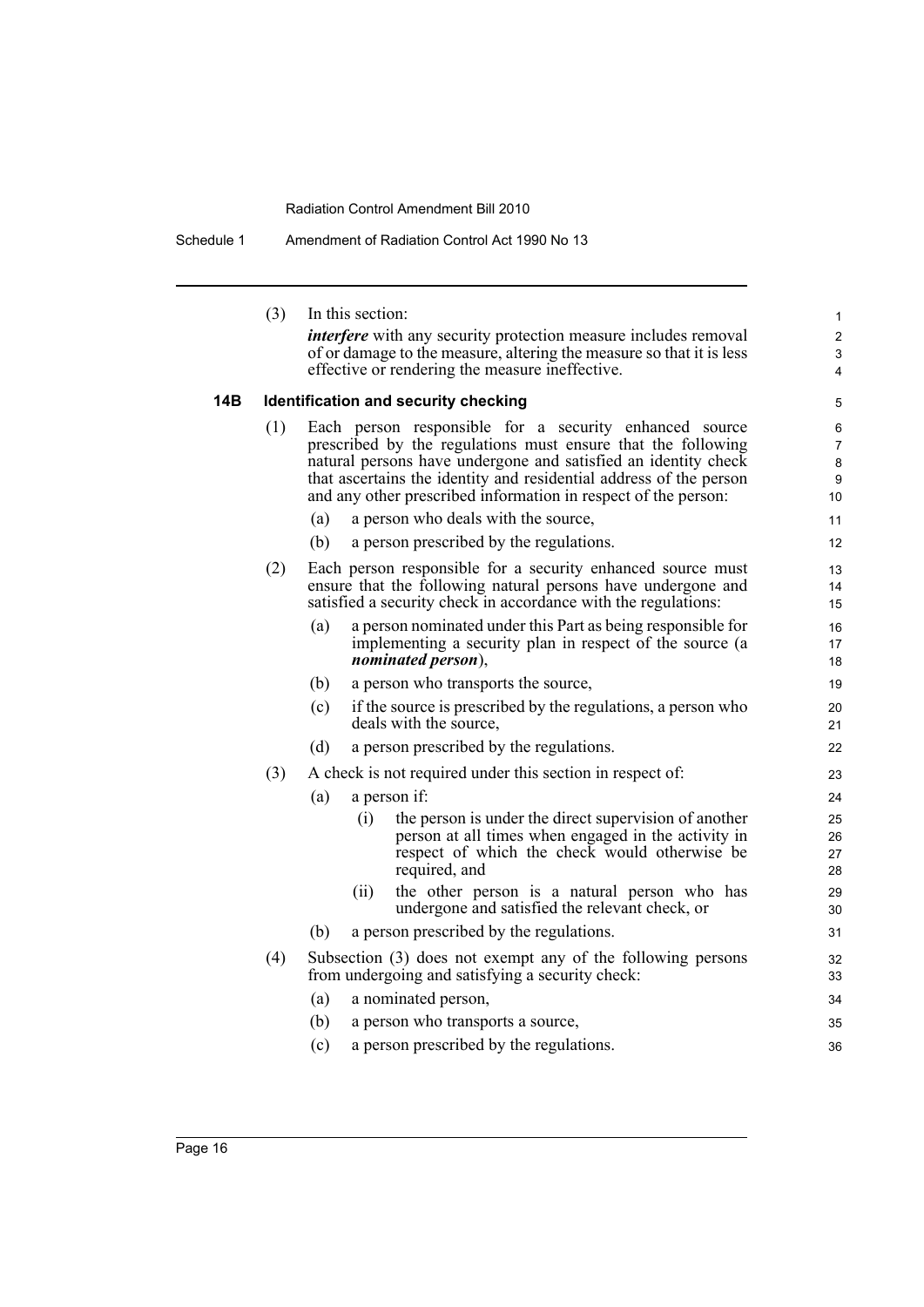(3) In this section:

*interfere* with any security protection measure includes removal of or damage to the measure, altering the measure so that it is less effective or rendering the measure ineffective.

**14B Identification and security checking**

(1) Each person responsible for a security enhanced source prescribed by the regulations must ensure that the following natural persons have undergone and satisfied an identity check that ascertains the identity and residential address of the person and any other prescribed information in respect of the person:

- (a) a person who deals with the source,
- (b) a person prescribed by the regulations.

(2) Each person responsible for a security enhanced source must ensure that the following natural persons have undergone and satisfied a security check in accordance with the regulations:

- (a) a person nominated under this Part as being responsible for implementing a security plan in respect of the source (a ***nominated person***),
- (b) a person who transports the source,
- (c) if the source is prescribed by the regulations, a person who deals with the source,
- (d) a person prescribed by the regulations.

(3) A check is not required under this section in respect of:

- (a) a person if:
  - (i) the person is under the direct supervision of another person at all times when engaged in the activity in respect of which the check would otherwise be required, and
  - (ii) the other person is a natural person who has undergone and satisfied the relevant check, or
- (b) a person prescribed by the regulations.

(4) Subsection (3) does not exempt any of the following persons from undergoing and satisfying a security check:

- (a) a nominated person,
- (b) a person who transports a source,
- (c) a person prescribed by the regulations.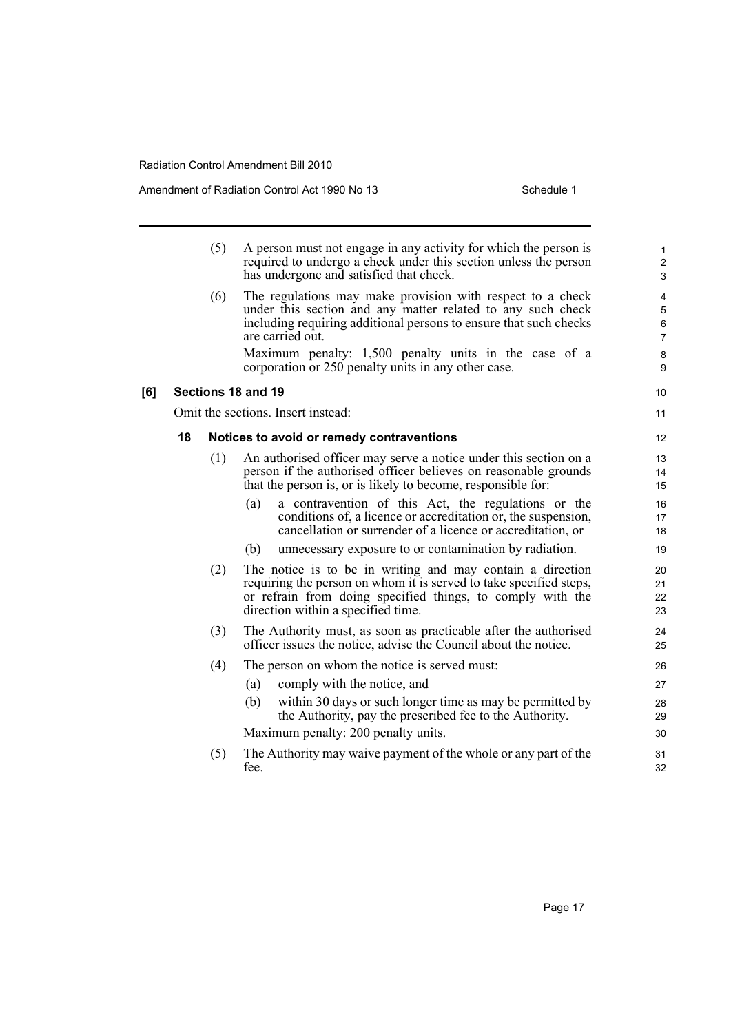(5) A person must not engage in any activity for which the person is required to undergo a check under this section unless the person has undergone and satisfied that check.

(6) The regulations may make provision with respect to a check under this section and any matter related to any such check including requiring additional persons to ensure that such checks are carried out.

Maximum penalty: 1,500 penalty units in the case of a corporation or 250 penalty units in any other case.

### [6] Sections 18 and 19

Omit the sections. Insert instead:

#### 18 Notices to avoid or remedy contraventions

(1) An authorised officer may serve a notice under this section on a person if the authorised officer believes on reasonable grounds that the person is, or is likely to become, responsible for:

- (a) a contravention of this Act, the regulations or the conditions of, a licence or accreditation or, the suspension, cancellation or surrender of a licence or accreditation, or
- (b) unnecessary exposure to or contamination by radiation.

(2) The notice is to be in writing and may contain a direction requiring the person on whom it is served to take specified steps, or refrain from doing specified things, to comply with the direction within a specified time.

(3) The Authority must, as soon as practicable after the authorised officer issues the notice, advise the Council about the notice.

(4) The person on whom the notice is served must:

- (a) comply with the notice, and
- (b) within 30 days or such longer time as may be permitted by the Authority, pay the prescribed fee to the Authority.

Maximum penalty: 200 penalty units.

(5) The Authority may waive payment of the whole or any part of the fee.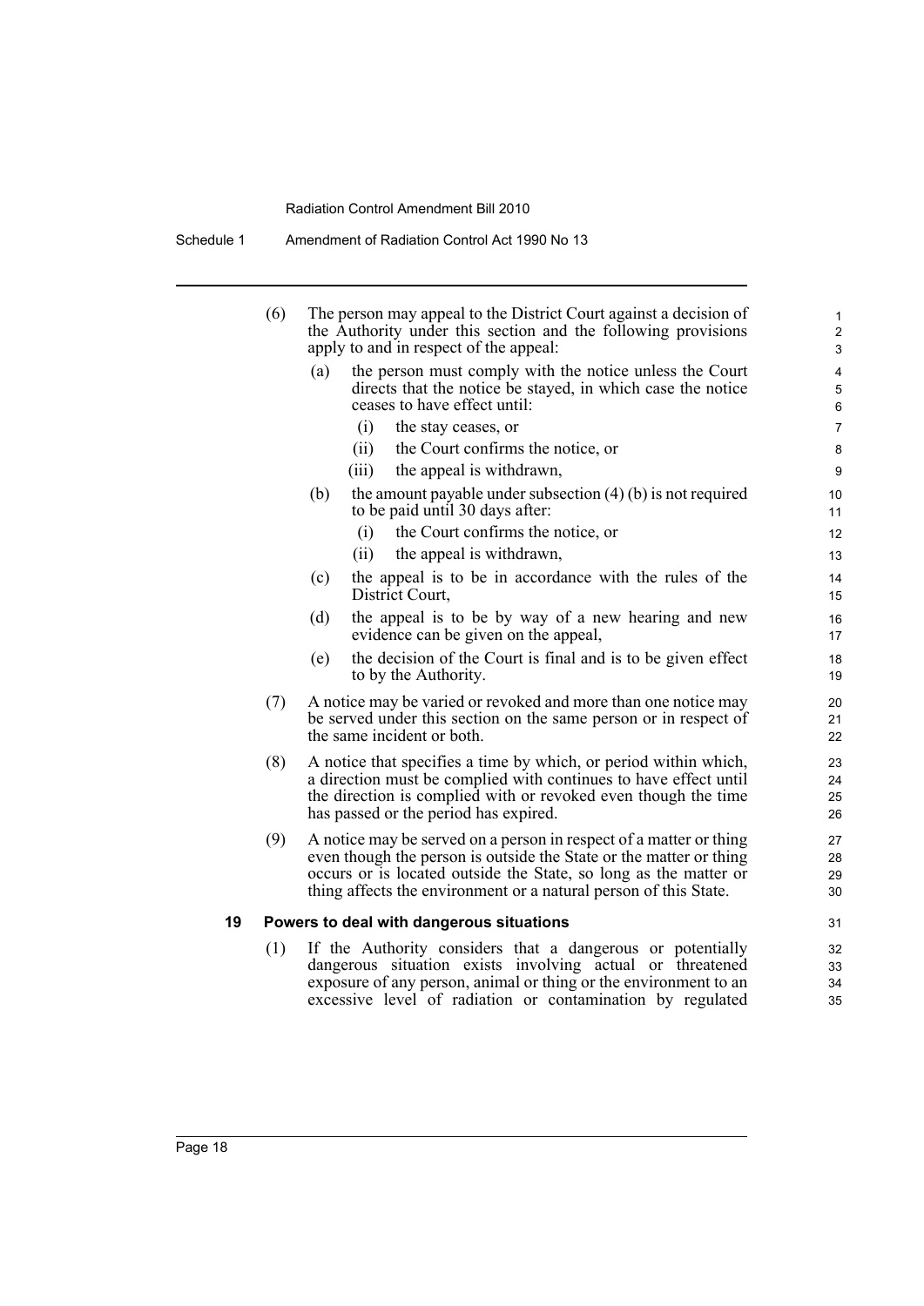(6) The person may appeal to the District Court against a decision of the Authority under this section and the following provisions apply to and in respect of the appeal:

- (a) the person must comply with the notice unless the Court directs that the notice be stayed, in which case the notice ceases to have effect until:
  - (i) the stay ceases, or
  - (ii) the Court confirms the notice, or
  - (iii) the appeal is withdrawn,
- (b) the amount payable under subsection (4) (b) is not required to be paid until 30 days after:
  - (i) the Court confirms the notice, or
  - (ii) the appeal is withdrawn,
- (c) the appeal is to be in accordance with the rules of the District Court,
- (d) the appeal is to be by way of a new hearing and new evidence can be given on the appeal,
- (e) the decision of the Court is final and is to be given effect to by the Authority.

(7) A notice may be varied or revoked and more than one notice may be served under this section on the same person or in respect of the same incident or both.

(8) A notice that specifies a time by which, or period within which, a direction must be complied with continues to have effect until the direction is complied with or revoked even though the time has passed or the period has expired.

(9) A notice may be served on a person in respect of a matter or thing even though the person is outside the State or the matter or thing occurs or is located outside the State, so long as the matter or thing affects the environment or a natural person of this State.

**19 Powers to deal with dangerous situations**

(1) If the Authority considers that a dangerous or potentially dangerous situation exists involving actual or threatened exposure of any person, animal or thing or the environment to an excessive level of radiation or contamination by regulated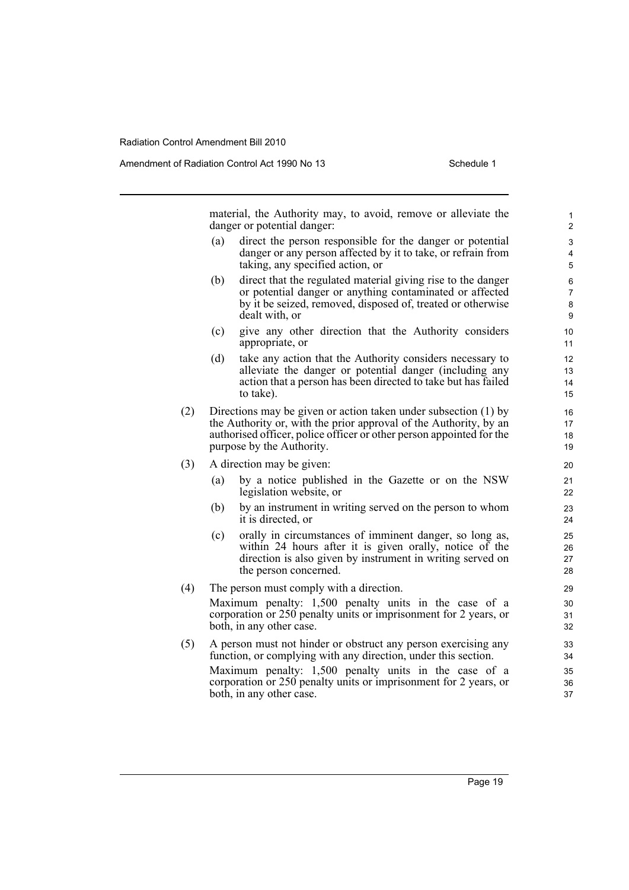material, the Authority may, to avoid, remove or alleviate the danger or potential danger:

(a) direct the person responsible for the danger or potential danger or any person affected by it to take, or refrain from taking, any specified action, or

(b) direct that the regulated material giving rise to the danger or potential danger or anything contaminated or affected by it be seized, removed, disposed of, treated or otherwise dealt with, or

(c) give any other direction that the Authority considers appropriate, or

(d) take any action that the Authority considers necessary to alleviate the danger or potential danger (including any action that a person has been directed to take but has failed to take).

(2) Directions may be given or action taken under subsection (1) by the Authority or, with the prior approval of the Authority, by an authorised officer, police officer or other person appointed for the purpose by the Authority.

(3) A direction may be given:

(a) by a notice published in the Gazette or on the NSW legislation website, or

(b) by an instrument in writing served on the person to whom it is directed, or

(c) orally in circumstances of imminent danger, so long as, within 24 hours after it is given orally, notice of the direction is also given by instrument in writing served on the person concerned.

(4) The person must comply with a direction.

Maximum penalty: 1,500 penalty units in the case of a corporation or 250 penalty units or imprisonment for 2 years, or both, in any other case.

(5) A person must not hinder or obstruct any person exercising any function, or complying with any direction, under this section.

Maximum penalty: 1,500 penalty units in the case of a corporation or 250 penalty units or imprisonment for 2 years, or both, in any other case.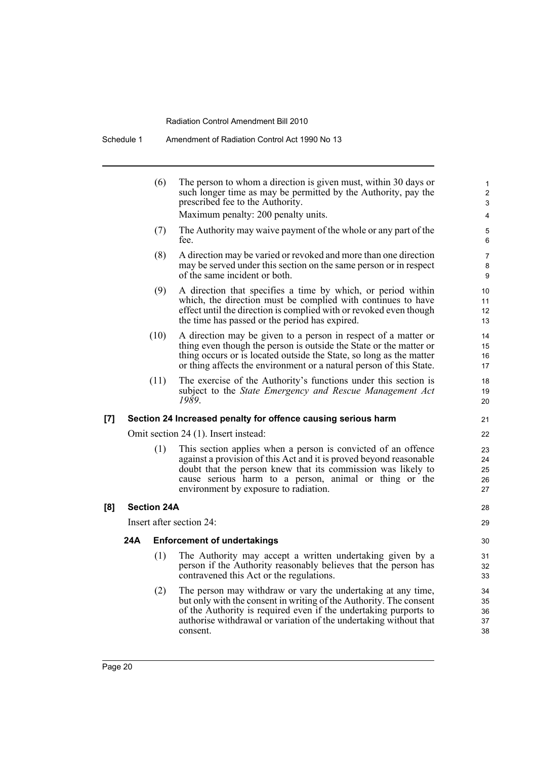(6) The person to whom a direction is given must, within 30 days or such longer time as may be permitted by the Authority, pay the prescribed fee to the Authority.

Maximum penalty: 200 penalty units.

(7) The Authority may waive payment of the whole or any part of the fee.

(8) A direction may be varied or revoked and more than one direction may be served under this section on the same person or in respect of the same incident or both.

(9) A direction that specifies a time by which, or period within which, the direction must be complied with continues to have effect until the direction is complied with or revoked even though the time has passed or the period has expired.

(10) A direction may be given to a person in respect of a matter or thing even though the person is outside the State or the matter or thing occurs or is located outside the State, so long as the matter or thing affects the environment or a natural person of this State.

(11) The exercise of the Authority's functions under this section is subject to the *State Emergency and Rescue Management Act 1989*.

**[7] Section 24 Increased penalty for offence causing serious harm**

Omit section 24 (1). Insert instead:

(1) This section applies when a person is convicted of an offence against a provision of this Act and it is proved beyond reasonable doubt that the person knew that its commission was likely to cause serious harm to a person, animal or thing or the environment by exposure to radiation.

**[8] Section 24A**

Insert after section 24:

**24A Enforcement of undertakings**

(1) The Authority may accept a written undertaking given by a person if the Authority reasonably believes that the person has contravened this Act or the regulations.

(2) The person may withdraw or vary the undertaking at any time, but only with the consent in writing of the Authority. The consent of the Authority is required even if the undertaking purports to authorise withdrawal or variation of the undertaking without that consent.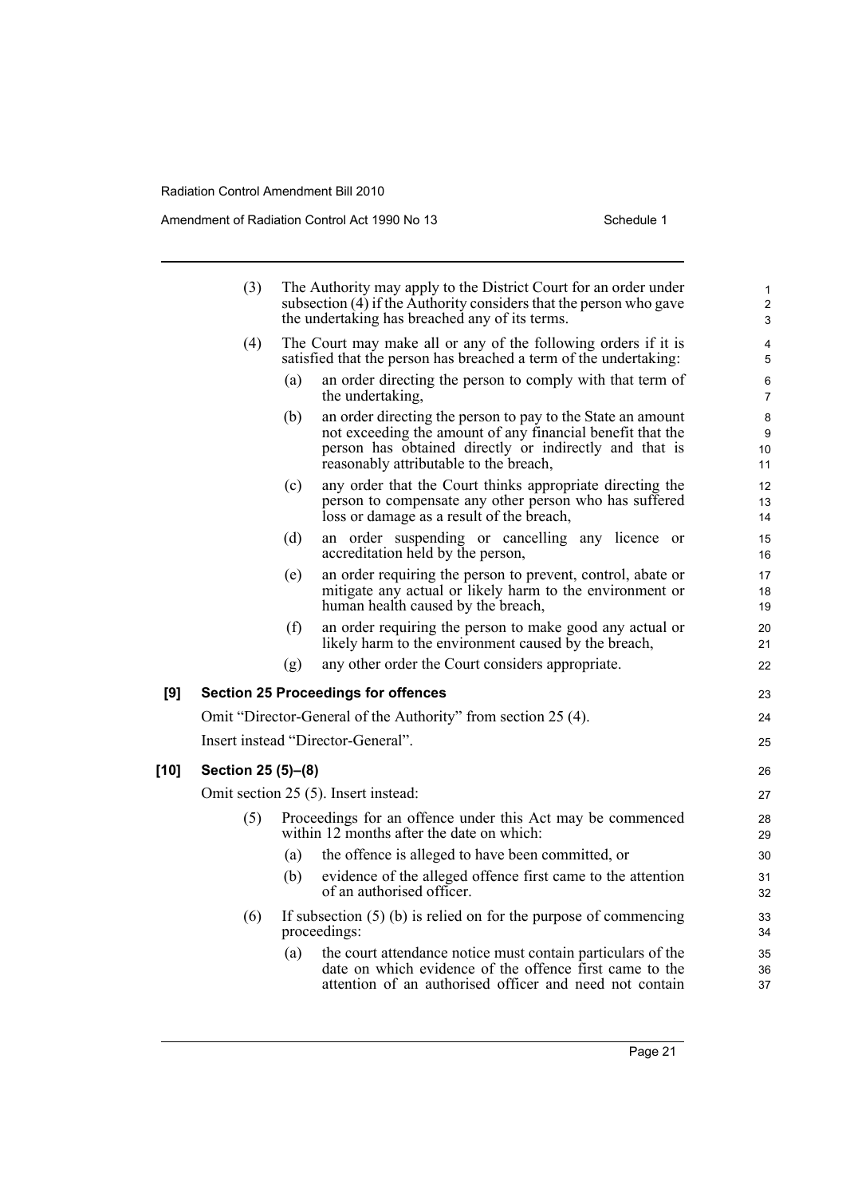(3) The Authority may apply to the District Court for an order under subsection (4) if the Authority considers that the person who gave the undertaking has breached any of its terms.

(4) The Court may make all or any of the following orders if it is satisfied that the person has breached a term of the undertaking:

- (a) an order directing the person to comply with that term of the undertaking,
- (b) an order directing the person to pay to the State an amount not exceeding the amount of any financial benefit that the person has obtained directly or indirectly and that is reasonably attributable to the breach,
- (c) any order that the Court thinks appropriate directing the person to compensate any other person who has suffered loss or damage as a result of the breach,
- (d) an order suspending or cancelling any licence or accreditation held by the person,
- (e) an order requiring the person to prevent, control, abate or mitigate any actual or likely harm to the environment or human health caused by the breach,
- (f) an order requiring the person to make good any actual or likely harm to the environment caused by the breach,
- (g) any other order the Court considers appropriate.

**[9] Section 25 Proceedings for offences**

Omit "Director-General of the Authority" from section 25 (4).

Insert instead "Director-General".

**[10] Section 25 (5)–(8)**

Omit section 25 (5). Insert instead:

(5) Proceedings for an offence under this Act may be commenced within 12 months after the date on which:

- (a) the offence is alleged to have been committed, or
- (b) evidence of the alleged offence first came to the attention of an authorised officer.

(6) If subsection (5) (b) is relied on for the purpose of commencing proceedings:

- (a) the court attendance notice must contain particulars of the date on which evidence of the offence first came to the attention of an authorised officer and need not contain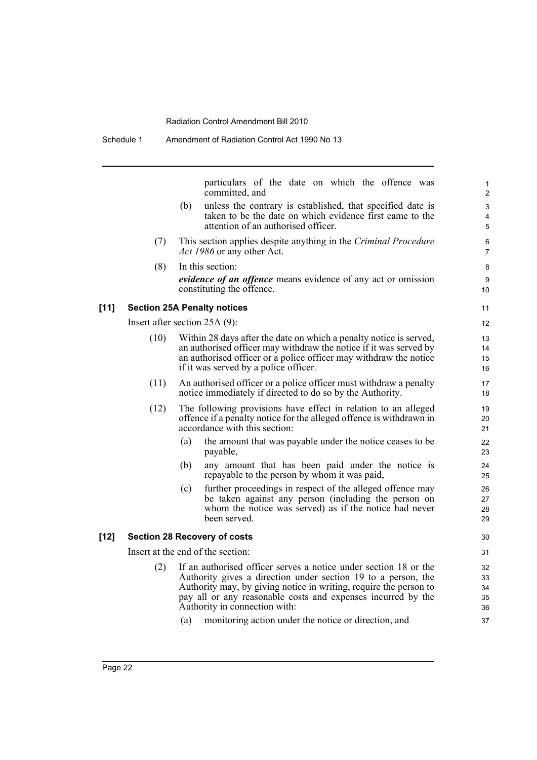particulars of the date on which the offence was committed, and

(b) unless the contrary is established, that specified date is taken to be the date on which evidence first came to the attention of an authorised officer.

(7) This section applies despite anything in the *Criminal Procedure Act 1986* or any other Act.

(8) In this section:

***evidence of an offence*** means evidence of any act or omission constituting the offence.

### [11] Section 25A Penalty notices

Insert after section 25A (9):

(10) Within 28 days after the date on which a penalty notice is served, an authorised officer may withdraw the notice if it was served by an authorised officer or a police officer may withdraw the notice if it was served by a police officer.

(11) An authorised officer or a police officer must withdraw a penalty notice immediately if directed to do so by the Authority.

(12) The following provisions have effect in relation to an alleged offence if a penalty notice for the alleged offence is withdrawn in accordance with this section:

(a) the amount that was payable under the notice ceases to be payable,

(b) any amount that has been paid under the notice is repayable to the person by whom it was paid,

(c) further proceedings in respect of the alleged offence may be taken against any person (including the person on whom the notice was served) as if the notice had never been served.

### [12] Section 28 Recovery of costs

Insert at the end of the section:

(2) If an authorised officer serves a notice under section 18 or the Authority gives a direction under section 19 to a person, the Authority may, by giving notice in writing, require the person to pay all or any reasonable costs and expenses incurred by the Authority in connection with:

(a) monitoring action under the notice or direction, and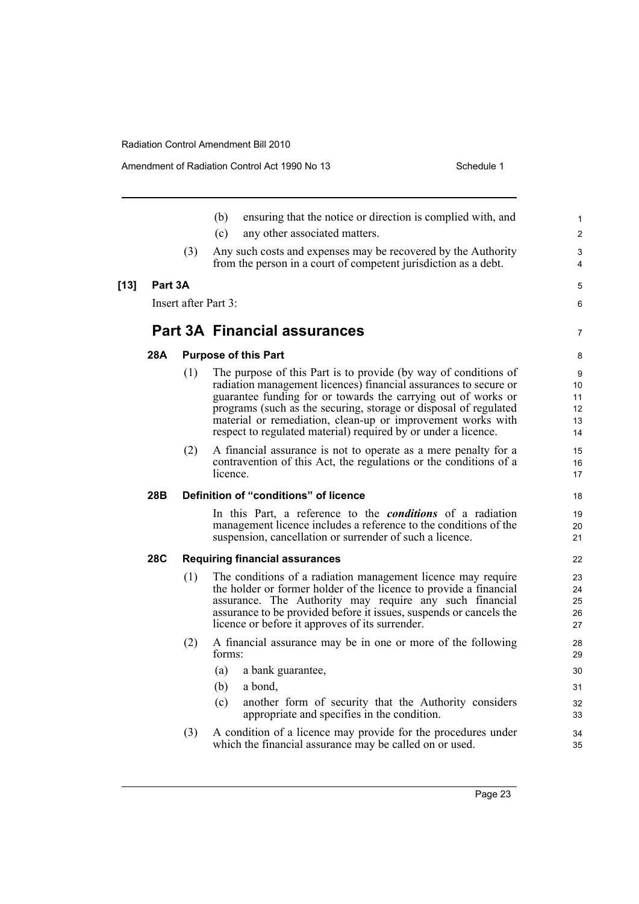(b) ensuring that the notice or direction is complied with, and

(c) any other associated matters.

(3) Any such costs and expenses may be recovered by the Authority from the person in a court of competent jurisdiction as a debt.

**[13] Part 3A**

Insert after Part 3:

## Part 3A Financial assurances

### 28A Purpose of this Part

(1) The purpose of this Part is to provide (by way of conditions of radiation management licences) financial assurances to secure or guarantee funding for or towards the carrying out of works or programs (such as the securing, storage or disposal of regulated material or remediation, clean-up or improvement works with respect to regulated material) required by or under a licence.

(2) A financial assurance is not to operate as a mere penalty for a contravention of this Act, the regulations or the conditions of a licence.

### 28B Definition of "conditions" of licence

In this Part, a reference to the ***conditions*** of a radiation management licence includes a reference to the conditions of the suspension, cancellation or surrender of such a licence.

### 28C Requiring financial assurances

(1) The conditions of a radiation management licence may require the holder or former holder of the licence to provide a financial assurance. The Authority may require any such financial assurance to be provided before it issues, suspends or cancels the licence or before it approves of its surrender.

(2) A financial assurance may be in one or more of the following forms:

(a) a bank guarantee,

(b) a bond,

(c) another form of security that the Authority considers appropriate and specifies in the condition.

(3) A condition of a licence may provide for the procedures under which the financial assurance may be called on or used.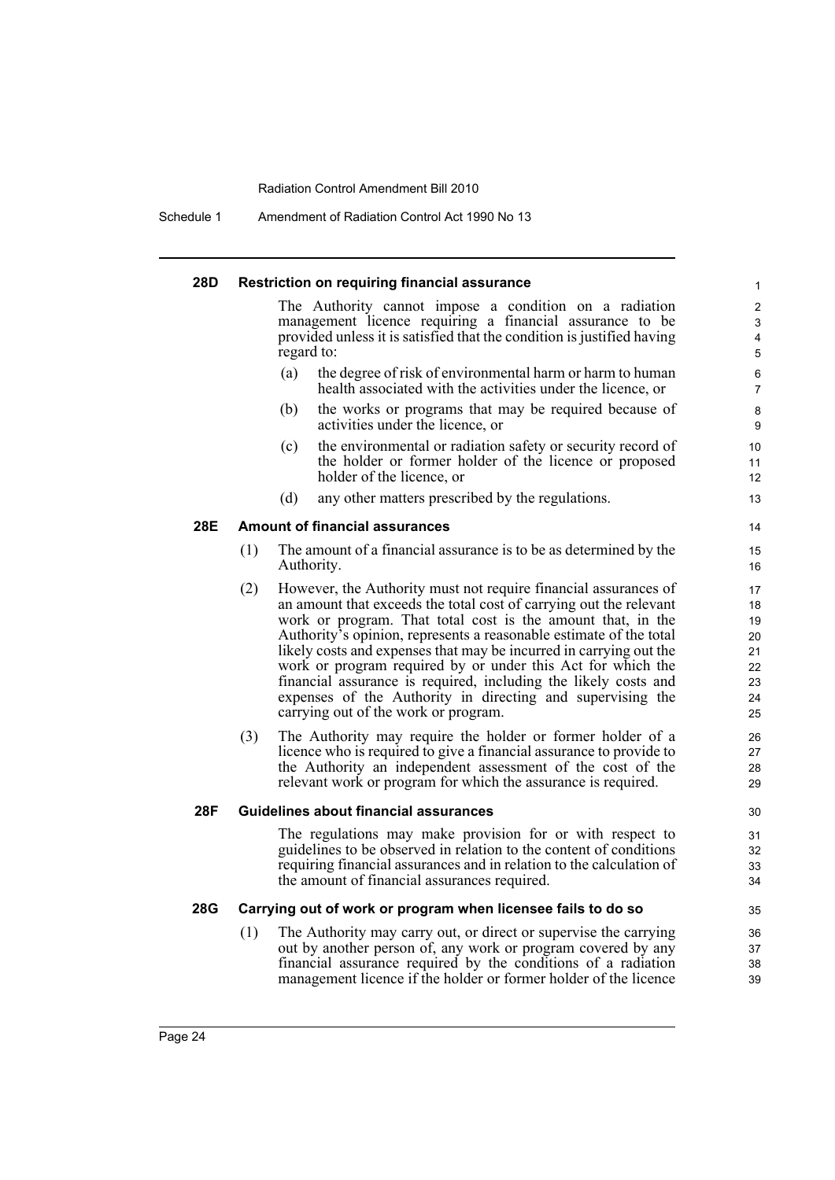#### 28D Restriction on requiring financial assurance

The Authority cannot impose a condition on a radiation management licence requiring a financial assurance to be provided unless it is satisfied that the condition is justified having regard to:

(a) the degree of risk of environmental harm or harm to human health associated with the activities under the licence, or

(b) the works or programs that may be required because of activities under the licence, or

(c) the environmental or radiation safety or security record of the holder or former holder of the licence or proposed holder of the licence, or

(d) any other matters prescribed by the regulations.

#### 28E Amount of financial assurances

(1) The amount of a financial assurance is to be as determined by the Authority.

(2) However, the Authority must not require financial assurances of an amount that exceeds the total cost of carrying out the relevant work or program. That total cost is the amount that, in the Authority's opinion, represents a reasonable estimate of the total likely costs and expenses that may be incurred in carrying out the work or program required by or under this Act for which the financial assurance is required, including the likely costs and expenses of the Authority in directing and supervising the carrying out of the work or program.

(3) The Authority may require the holder or former holder of a licence who is required to give a financial assurance to provide to the Authority an independent assessment of the cost of the relevant work or program for which the assurance is required.

#### 28F Guidelines about financial assurances

The regulations may make provision for or with respect to guidelines to be observed in relation to the content of conditions requiring financial assurances and in relation to the calculation of the amount of financial assurances required.

#### 28G Carrying out of work or program when licensee fails to do so

(1) The Authority may carry out, or direct or supervise the carrying out by another person of, any work or program covered by any financial assurance required by the conditions of a radiation management licence if the holder or former holder of the licence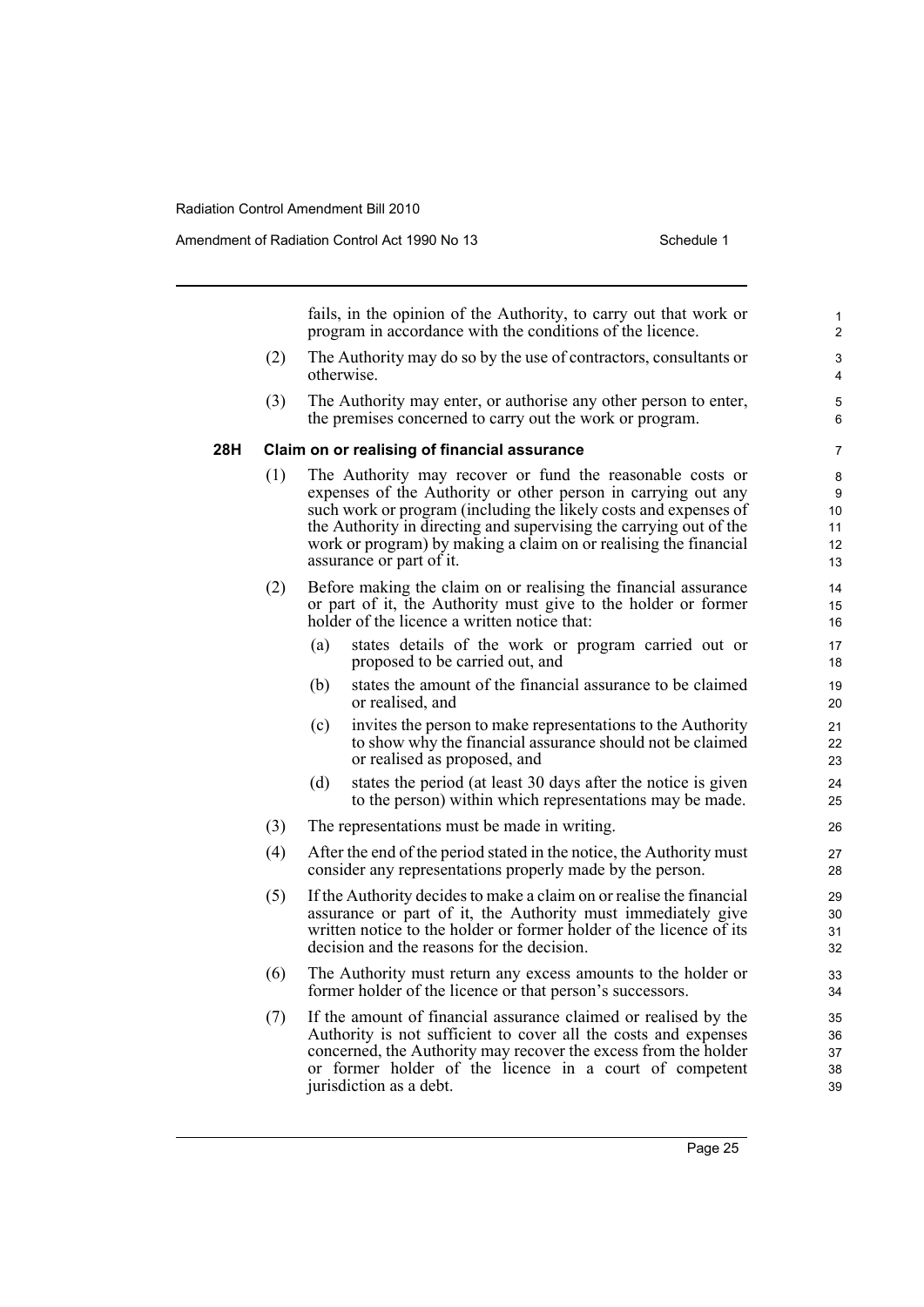fails, in the opinion of the Authority, to carry out that work or program in accordance with the conditions of the licence.

(2) The Authority may do so by the use of contractors, consultants or otherwise.

(3) The Authority may enter, or authorise any other person to enter, the premises concerned to carry out the work or program.

### 28H Claim on or realising of financial assurance

(1) The Authority may recover or fund the reasonable costs or expenses of the Authority or other person in carrying out any such work or program (including the likely costs and expenses of the Authority in directing and supervising the carrying out of the work or program) by making a claim on or realising the financial assurance or part of it.

(2) Before making the claim on or realising the financial assurance or part of it, the Authority must give to the holder or former holder of the licence a written notice that:

(a) states details of the work or program carried out or proposed to be carried out, and

(b) states the amount of the financial assurance to be claimed or realised, and

(c) invites the person to make representations to the Authority to show why the financial assurance should not be claimed or realised as proposed, and

(d) states the period (at least 30 days after the notice is given to the person) within which representations may be made.

(3) The representations must be made in writing.

(4) After the end of the period stated in the notice, the Authority must consider any representations properly made by the person.

(5) If the Authority decides to make a claim on or realise the financial assurance or part of it, the Authority must immediately give written notice to the holder or former holder of the licence of its decision and the reasons for the decision.

(6) The Authority must return any excess amounts to the holder or former holder of the licence or that person's successors.

(7) If the amount of financial assurance claimed or realised by the Authority is not sufficient to cover all the costs and expenses concerned, the Authority may recover the excess from the holder or former holder of the licence in a court of competent jurisdiction as a debt.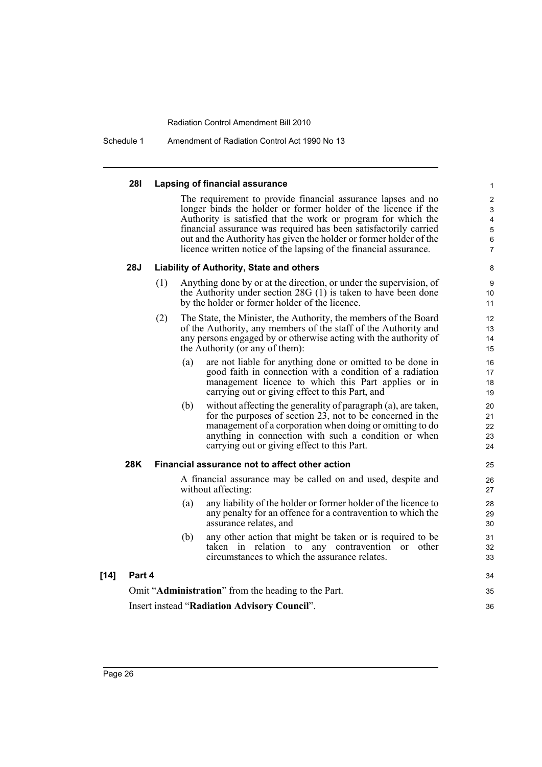#### 28I Lapsing of financial assurance

The requirement to provide financial assurance lapses and no longer binds the holder or former holder of the licence if the Authority is satisfied that the work or program for which the financial assurance was required has been satisfactorily carried out and the Authority has given the holder or former holder of the licence written notice of the lapsing of the financial assurance.

#### 28J Liability of Authority, State and others

(1) Anything done by or at the direction, or under the supervision, of the Authority under section 28G (1) is taken to have been done by the holder or former holder of the licence.

(2) The State, the Minister, the Authority, the members of the Board of the Authority, any members of the staff of the Authority and any persons engaged by or otherwise acting with the authority of the Authority (or any of them):

(a) are not liable for anything done or omitted to be done in good faith in connection with a condition of a radiation management licence to which this Part applies or in carrying out or giving effect to this Part, and

(b) without affecting the generality of paragraph (a), are taken, for the purposes of section 23, not to be concerned in the management of a corporation when doing or omitting to do anything in connection with such a condition or when carrying out or giving effect to this Part.

#### 28K Financial assurance not to affect other action

A financial assurance may be called on and used, despite and without affecting:

(a) any liability of the holder or former holder of the licence to any penalty for an offence for a contravention to which the assurance relates, and

(b) any other action that might be taken or is required to be taken in relation to any contravention or other circumstances to which the assurance relates.

**[14] Part 4**

Omit "**Administration**" from the heading to the Part.

Insert instead "**Radiation Advisory Council**".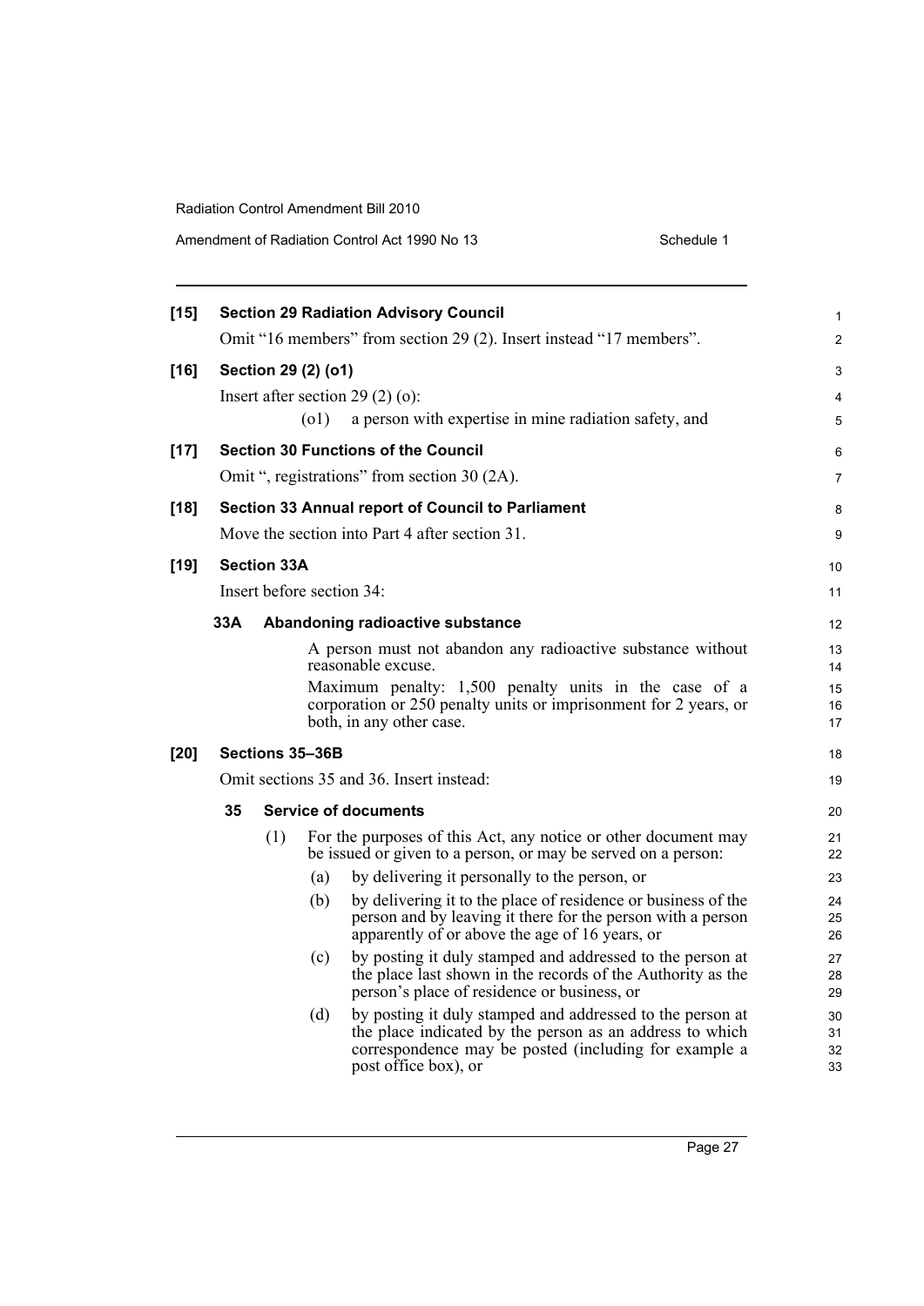**[15] Section 29 Radiation Advisory Council**

Omit "16 members" from section 29 (2). Insert instead "17 members".

**[16] Section 29 (2) (o1)**

Insert after section 29 (2) (o):

(o1) a person with expertise in mine radiation safety, and

**[17] Section 30 Functions of the Council**

Omit ", registrations" from section 30 (2A).

**[18] Section 33 Annual report of Council to Parliament**

Move the section into Part 4 after section 31.

**[19] Section 33A**

Insert before section 34:

**33A Abandoning radioactive substance**

A person must not abandon any radioactive substance without reasonable excuse.

Maximum penalty: 1,500 penalty units in the case of a corporation or 250 penalty units or imprisonment for 2 years, or both, in any other case.

**[20] Sections 35–36B**

Omit sections 35 and 36. Insert instead:

**35 Service of documents**

(1) For the purposes of this Act, any notice or other document may be issued or given to a person, or may be served on a person:

(a) by delivering it personally to the person, or

(b) by delivering it to the place of residence or business of the person and by leaving it there for the person with a person apparently of or above the age of 16 years, or

(c) by posting it duly stamped and addressed to the person at the place last shown in the records of the Authority as the person's place of residence or business, or

(d) by posting it duly stamped and addressed to the person at the place indicated by the person as an address to which correspondence may be posted (including for example a post office box), or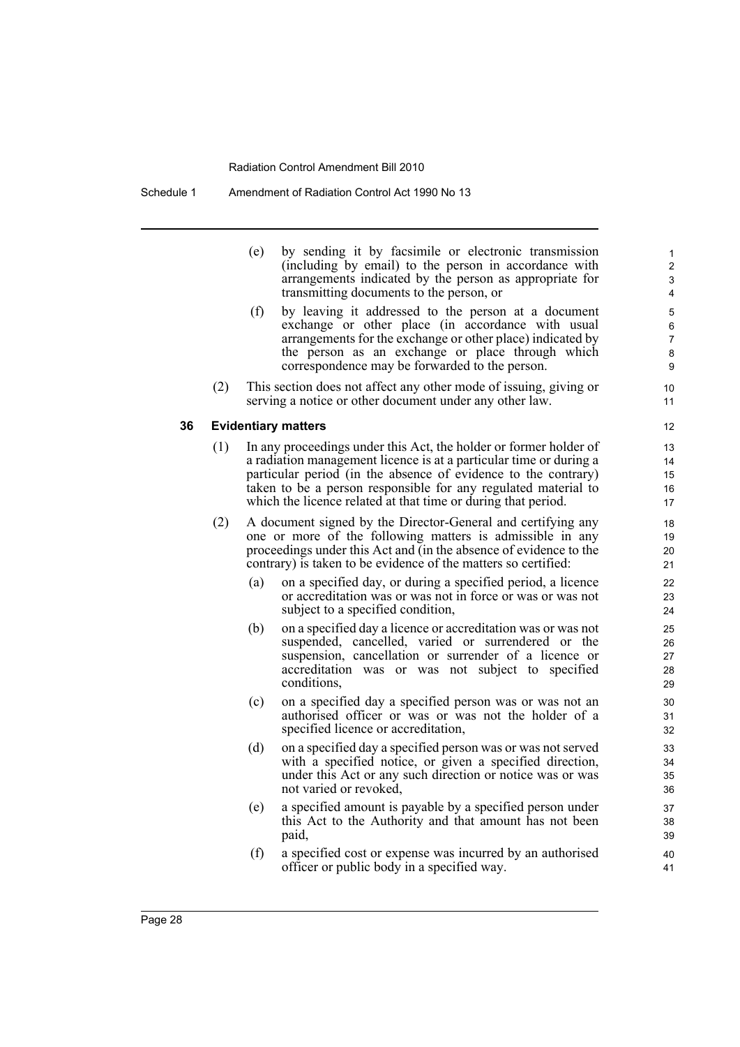(e) by sending it by facsimile or electronic transmission (including by email) to the person in accordance with arrangements indicated by the person as appropriate for transmitting documents to the person, or

(f) by leaving it addressed to the person at a document exchange or other place (in accordance with usual arrangements for the exchange or other place) indicated by the person as an exchange or place through which correspondence may be forwarded to the person.

(2) This section does not affect any other mode of issuing, giving or serving a notice or other document under any other law.

**36 Evidentiary matters**

(1) In any proceedings under this Act, the holder or former holder of a radiation management licence is at a particular time or during a particular period (in the absence of evidence to the contrary) taken to be a person responsible for any regulated material to which the licence related at that time or during that period.

(2) A document signed by the Director-General and certifying any one or more of the following matters is admissible in any proceedings under this Act and (in the absence of evidence to the contrary) is taken to be evidence of the matters so certified:

(a) on a specified day, or during a specified period, a licence or accreditation was or was not in force or was or was not subject to a specified condition,

(b) on a specified day a licence or accreditation was or was not suspended, cancelled, varied or surrendered or the suspension, cancellation or surrender of a licence or accreditation was or was not subject to specified conditions,

(c) on a specified day a specified person was or was not an authorised officer or was or was not the holder of a specified licence or accreditation,

(d) on a specified day a specified person was or was not served with a specified notice, or given a specified direction, under this Act or any such direction or notice was or was not varied or revoked,

(e) a specified amount is payable by a specified person under this Act to the Authority and that amount has not been paid,

(f) a specified cost or expense was incurred by an authorised officer or public body in a specified way.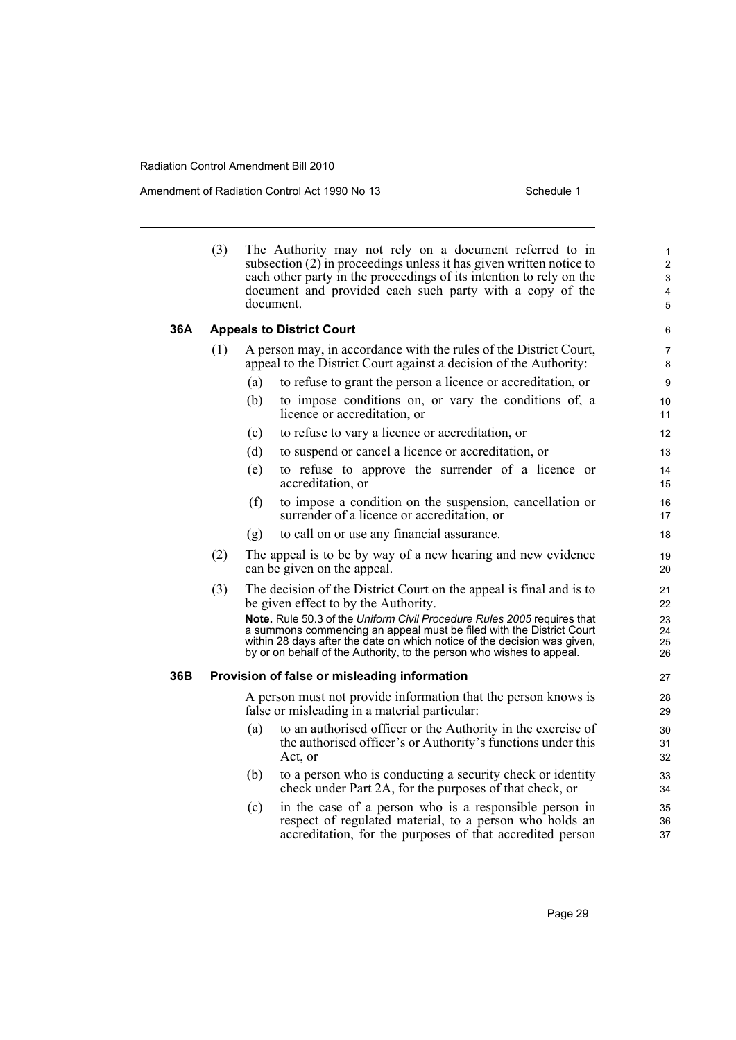(3) The Authority may not rely on a document referred to in subsection (2) in proceedings unless it has given written notice to each other party in the proceedings of its intention to rely on the document and provided each such party with a copy of the document.

### 36A Appeals to District Court

(1) A person may, in accordance with the rules of the District Court, appeal to the District Court against a decision of the Authority:

- (a) to refuse to grant the person a licence or accreditation, or
- (b) to impose conditions on, or vary the conditions of, a licence or accreditation, or
- (c) to refuse to vary a licence or accreditation, or
- (d) to suspend or cancel a licence or accreditation, or
- (e) to refuse to approve the surrender of a licence or accreditation, or
- (f) to impose a condition on the suspension, cancellation or surrender of a licence or accreditation, or
- (g) to call on or use any financial assurance.

(2) The appeal is to be by way of a new hearing and new evidence can be given on the appeal.

(3) The decision of the District Court on the appeal is final and is to be given effect to by the Authority.

**Note.** Rule 50.3 of the *Uniform Civil Procedure Rules 2005* requires that a summons commencing an appeal must be filed with the District Court within 28 days after the date on which notice of the decision was given, by or on behalf of the Authority, to the person who wishes to appeal.

### 36B Provision of false or misleading information

A person must not provide information that the person knows is false or misleading in a material particular:

- (a) to an authorised officer or the Authority in the exercise of the authorised officer's or Authority's functions under this Act, or
- (b) to a person who is conducting a security check or identity check under Part 2A, for the purposes of that check, or
- (c) in the case of a person who is a responsible person in respect of regulated material, to a person who holds an accreditation, for the purposes of that accredited person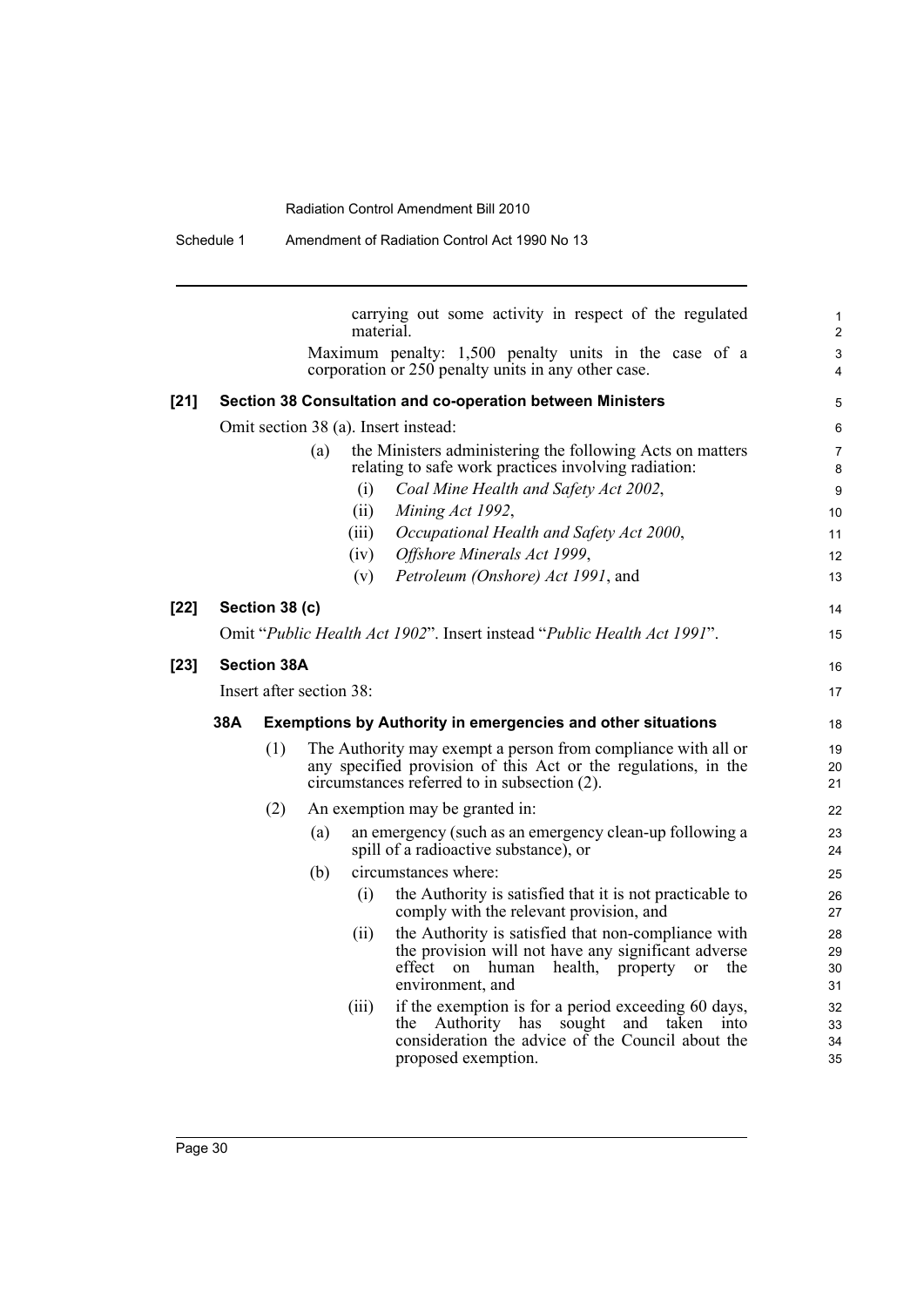carrying out some activity in respect of the regulated material.

Maximum penalty: 1,500 penalty units in the case of a corporation or 250 penalty units in any other case.

**[21] Section 38 Consultation and co-operation between Ministers**

Omit section 38 (a). Insert instead:

(a) the Ministers administering the following Acts on matters relating to safe work practices involving radiation:

(i) *Coal Mine Health and Safety Act 2002*,

(ii) *Mining Act 1992*,

(iii) *Occupational Health and Safety Act 2000*,

(iv) *Offshore Minerals Act 1999*,

(v) *Petroleum (Onshore) Act 1991*, and

**[22] Section 38 (c)**

Omit "*Public Health Act 1902*". Insert instead "*Public Health Act 1991*".

**[23] Section 38A**

Insert after section 38:

**38A Exemptions by Authority in emergencies and other situations**

(1) The Authority may exempt a person from compliance with all or any specified provision of this Act or the regulations, in the circumstances referred to in subsection (2).

(2) An exemption may be granted in:

(a) an emergency (such as an emergency clean-up following a spill of a radioactive substance), or

(b) circumstances where:

(i) the Authority is satisfied that it is not practicable to comply with the relevant provision, and

(ii) the Authority is satisfied that non-compliance with the provision will not have any significant adverse effect on human health, property or the environment, and

(iii) if the exemption is for a period exceeding 60 days, the Authority has sought and taken into consideration the advice of the Council about the proposed exemption.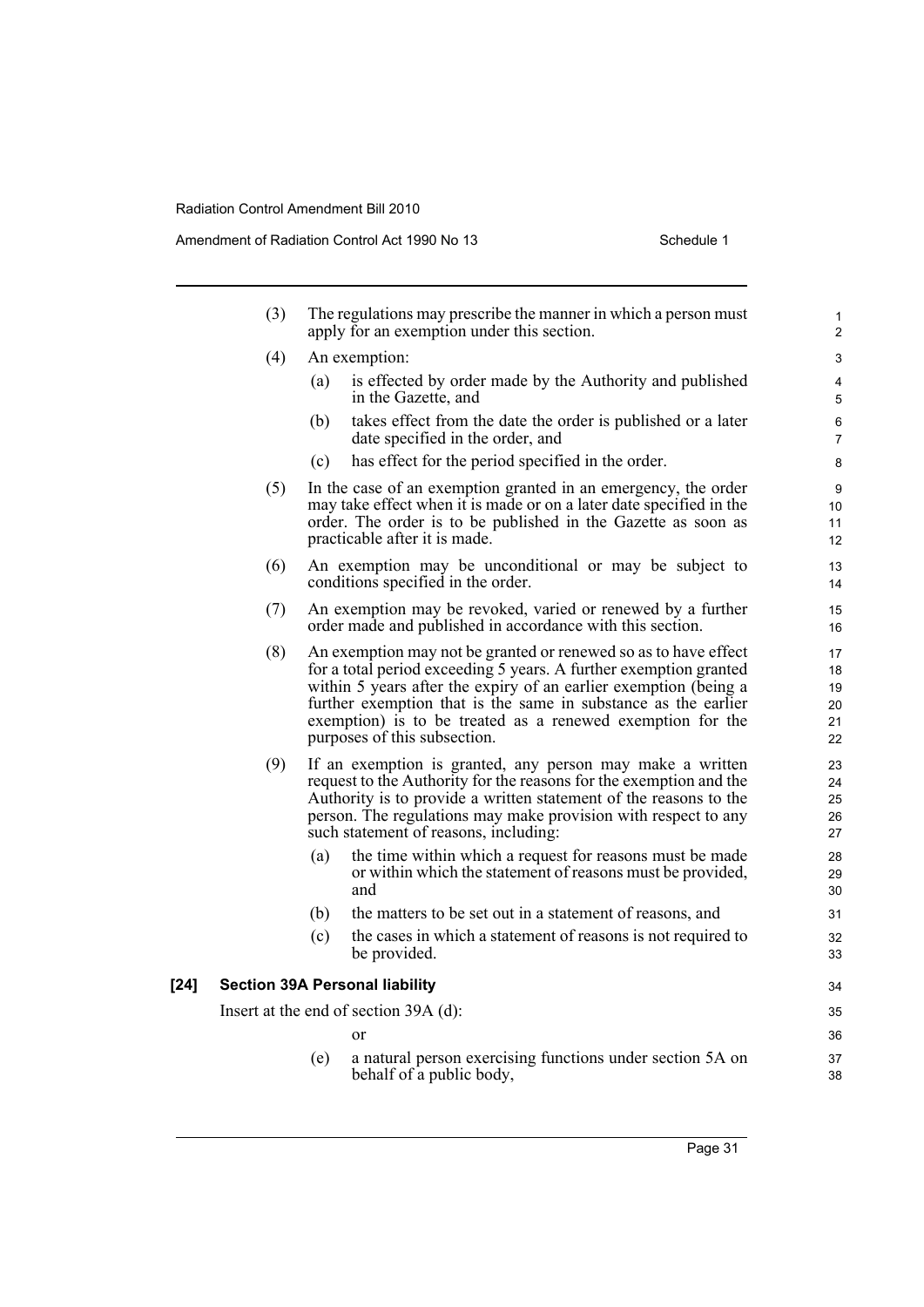(3) The regulations may prescribe the manner in which a person must apply for an exemption under this section.

(4) An exemption:

- (a) is effected by order made by the Authority and published in the Gazette, and
- (b) takes effect from the date the order is published or a later date specified in the order, and
- (c) has effect for the period specified in the order.

(5) In the case of an exemption granted in an emergency, the order may take effect when it is made or on a later date specified in the order. The order is to be published in the Gazette as soon as practicable after it is made.

(6) An exemption may be unconditional or may be subject to conditions specified in the order.

(7) An exemption may be revoked, varied or renewed by a further order made and published in accordance with this section.

(8) An exemption may not be granted or renewed so as to have effect for a total period exceeding 5 years. A further exemption granted within 5 years after the expiry of an earlier exemption (being a further exemption that is the same in substance as the earlier exemption) is to be treated as a renewed exemption for the purposes of this subsection.

(9) If an exemption is granted, any person may make a written request to the Authority for the reasons for the exemption and the Authority is to provide a written statement of the reasons to the person. The regulations may make provision with respect to any such statement of reasons, including:

- (a) the time within which a request for reasons must be made or within which the statement of reasons must be provided, and
- (b) the matters to be set out in a statement of reasons, and
- (c) the cases in which a statement of reasons is not required to be provided.

**[24] Section 39A Personal liability**

Insert at the end of section 39A (d):

or

(e) a natural person exercising functions under section 5A on behalf of a public body,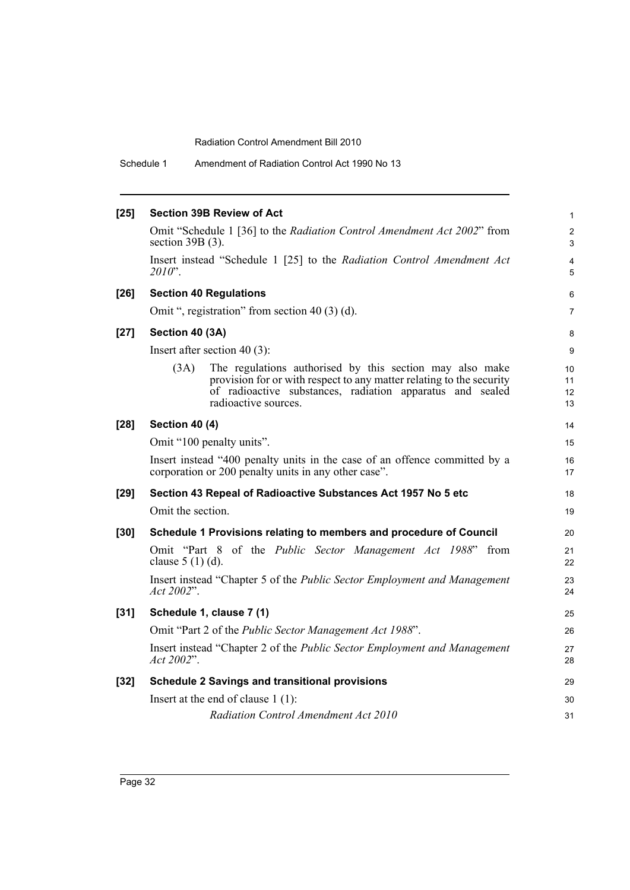**[25] Section 39B Review of Act**

Omit "Schedule 1 [36] to the *Radiation Control Amendment Act 2002*" from section 39B (3).

Insert instead "Schedule 1 [25] to the *Radiation Control Amendment Act 2010*".

**[26] Section 40 Regulations**

Omit ", registration" from section 40 (3) (d).

**[27] Section 40 (3A)**

Insert after section 40 (3):

(3A) The regulations authorised by this section may also make provision for or with respect to any matter relating to the security of radioactive substances, radiation apparatus and sealed radioactive sources.

**[28] Section 40 (4)**

Omit "100 penalty units".

Insert instead "400 penalty units in the case of an offence committed by a corporation or 200 penalty units in any other case".

**[29] Section 43 Repeal of Radioactive Substances Act 1957 No 5 etc**

Omit the section.

**[30] Schedule 1 Provisions relating to members and procedure of Council**

Omit "Part 8 of the *Public Sector Management Act 1988*" from clause 5 (1) (d).

Insert instead "Chapter 5 of the *Public Sector Employment and Management Act 2002*".

**[31] Schedule 1, clause 7 (1)**

Omit "Part 2 of the *Public Sector Management Act 1988*".

Insert instead "Chapter 2 of the *Public Sector Employment and Management Act 2002*".

**[32] Schedule 2 Savings and transitional provisions**

Insert at the end of clause 1 (1):

*Radiation Control Amendment Act 2010*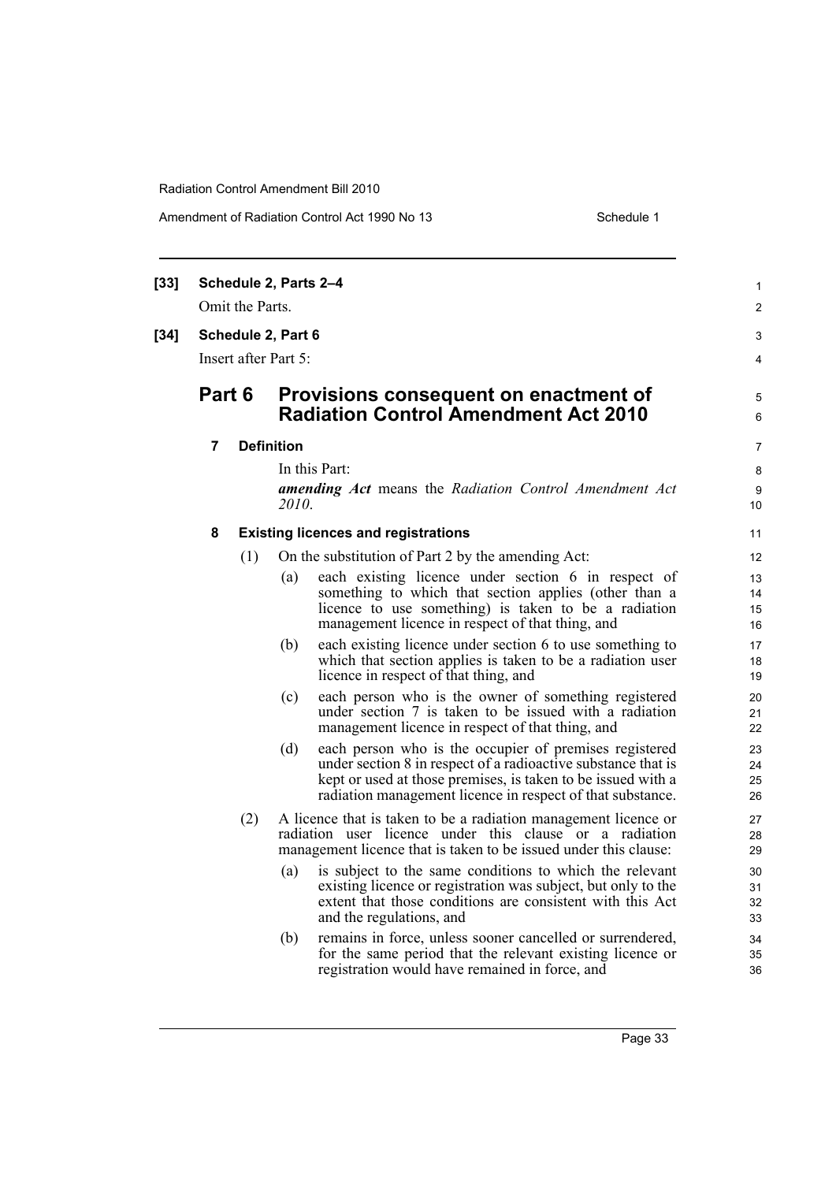**[33] Schedule 2, Parts 2–4**

Omit the Parts.

**[34] Schedule 2, Part 6**

Insert after Part 5:

## Part 6 Provisions consequent on enactment of Radiation Control Amendment Act 2010

### 7 Definition

In this Part:

***amending Act*** means the *Radiation Control Amendment Act 2010*.

### 8 Existing licences and registrations

(1) On the substitution of Part 2 by the amending Act:

(a) each existing licence under section 6 in respect of something to which that section applies (other than a licence to use something) is taken to be a radiation management licence in respect of that thing, and

(b) each existing licence under section 6 to use something to which that section applies is taken to be a radiation user licence in respect of that thing, and

(c) each person who is the owner of something registered under section 7 is taken to be issued with a radiation management licence in respect of that thing, and

(d) each person who is the occupier of premises registered under section 8 in respect of a radioactive substance that is kept or used at those premises, is taken to be issued with a radiation management licence in respect of that substance.

(2) A licence that is taken to be a radiation management licence or radiation user licence under this clause or a radiation management licence that is taken to be issued under this clause:

(a) is subject to the same conditions to which the relevant existing licence or registration was subject, but only to the extent that those conditions are consistent with this Act and the regulations, and

(b) remains in force, unless sooner cancelled or surrendered, for the same period that the relevant existing licence or registration would have remained in force, and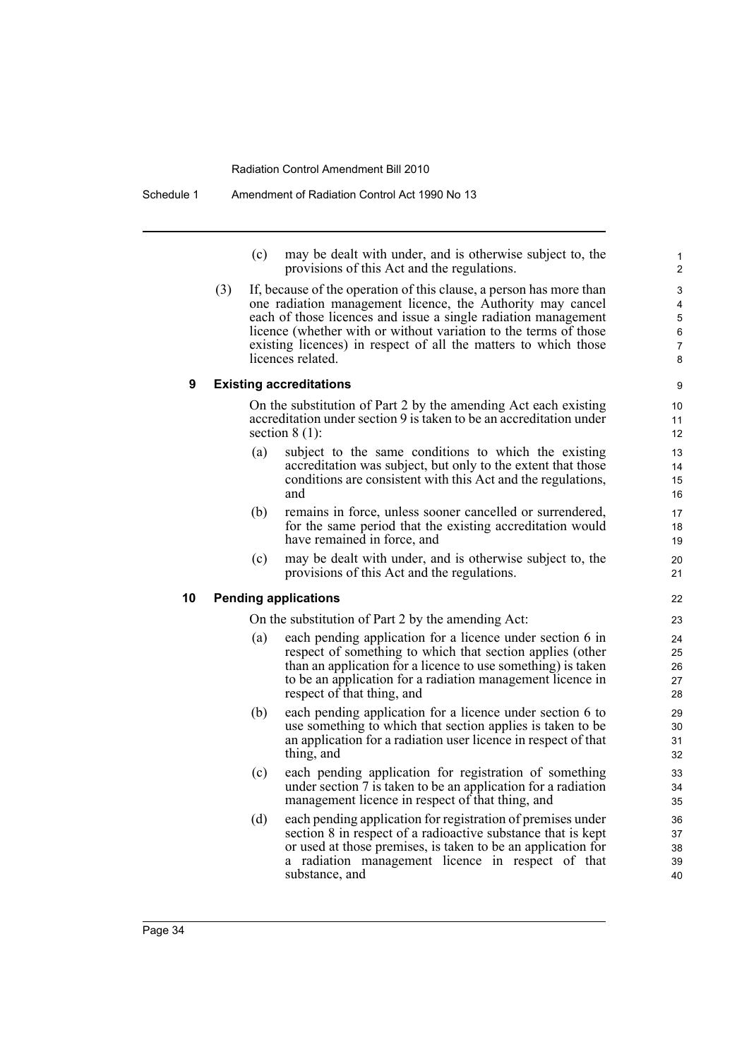(c) may be dealt with under, and is otherwise subject to, the provisions of this Act and the regulations.

(3) If, because of the operation of this clause, a person has more than one radiation management licence, the Authority may cancel each of those licences and issue a single radiation management licence (whether with or without variation to the terms of those existing licences) in respect of all the matters to which those licences related.

### 9 Existing accreditations

On the substitution of Part 2 by the amending Act each existing accreditation under section 9 is taken to be an accreditation under section 8 (1):

(a) subject to the same conditions to which the existing accreditation was subject, but only to the extent that those conditions are consistent with this Act and the regulations, and

(b) remains in force, unless sooner cancelled or surrendered, for the same period that the existing accreditation would have remained in force, and

(c) may be dealt with under, and is otherwise subject to, the provisions of this Act and the regulations.

### 10 Pending applications

On the substitution of Part 2 by the amending Act:

(a) each pending application for a licence under section 6 in respect of something to which that section applies (other than an application for a licence to use something) is taken to be an application for a radiation management licence in respect of that thing, and

(b) each pending application for a licence under section 6 to use something to which that section applies is taken to be an application for a radiation user licence in respect of that thing, and

(c) each pending application for registration of something under section 7 is taken to be an application for a radiation management licence in respect of that thing, and

(d) each pending application for registration of premises under section 8 in respect of a radioactive substance that is kept or used at those premises, is taken to be an application for a radiation management licence in respect of that substance, and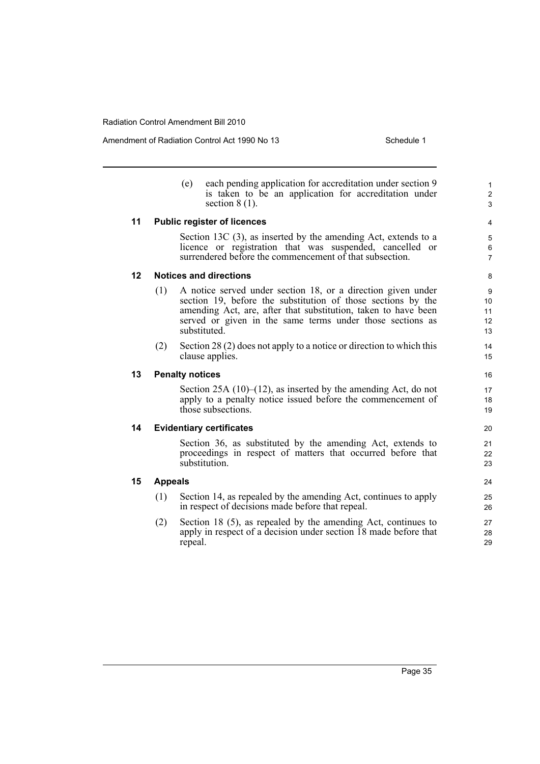(e) each pending application for accreditation under section 9 is taken to be an application for accreditation under section 8 (1).

**11 Public register of licences**

Section 13C (3), as inserted by the amending Act, extends to a licence or registration that was suspended, cancelled or surrendered before the commencement of that subsection.

**12 Notices and directions**

(1) A notice served under section 18, or a direction given under section 19, before the substitution of those sections by the amending Act, are, after that substitution, taken to have been served or given in the same terms under those sections as substituted.

(2) Section 28 (2) does not apply to a notice or direction to which this clause applies.

**13 Penalty notices**

Section 25A (10)–(12), as inserted by the amending Act, do not apply to a penalty notice issued before the commencement of those subsections.

**14 Evidentiary certificates**

Section 36, as substituted by the amending Act, extends to proceedings in respect of matters that occurred before that substitution.

**15 Appeals**

(1) Section 14, as repealed by the amending Act, continues to apply in respect of decisions made before that repeal.

(2) Section 18 (5), as repealed by the amending Act, continues to apply in respect of a decision under section 18 made before that repeal.